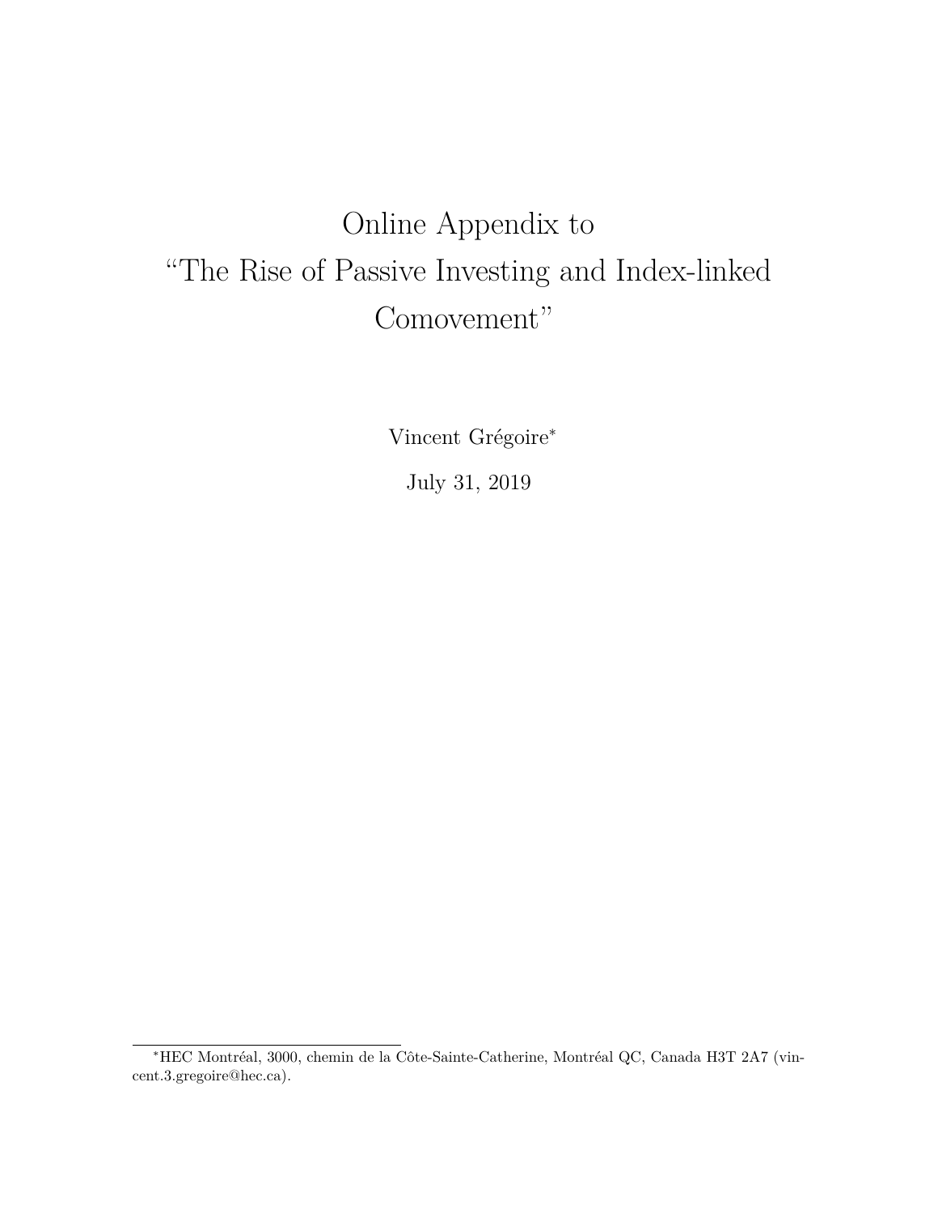# Online Appendix to "The Rise of Passive Investing and Index-linked Comovement"

Vincent Grégoire*

July 31, 2019

*HEC Montréal, 3000, chemin de la Côte-Sainte-Catherine, Montréal QC, Canada H3T 2A7 (vincent.3.gregoire@hec.ca).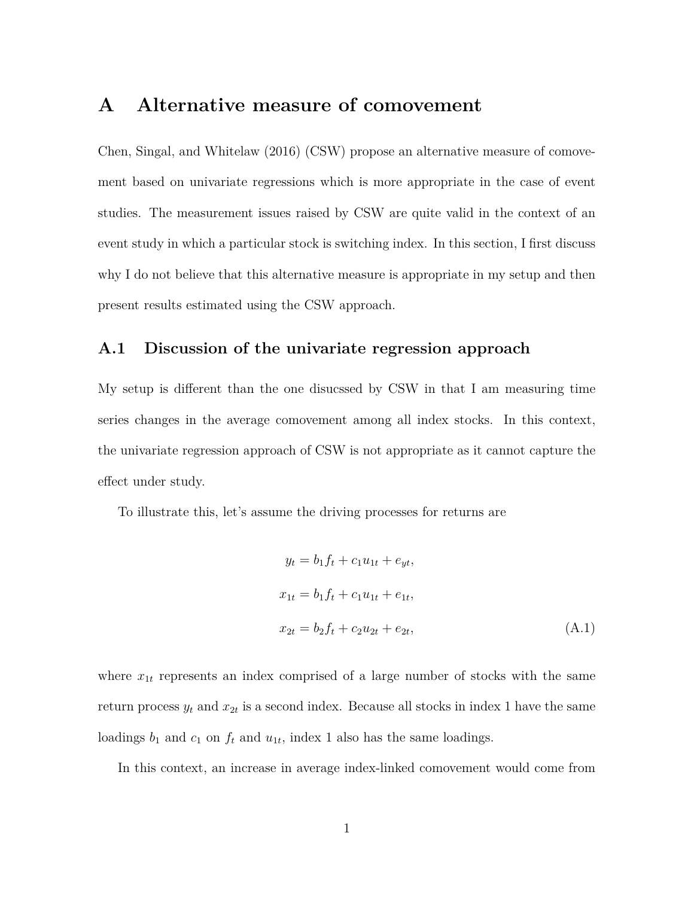# A Alternative measure of comovement

Chen, Singal, and Whitelaw (2016) (CSW) propose an alternative measure of comovement based on univariate regressions which is more appropriate in the case of event studies. The measurement issues raised by CSW are quite valid in the context of an event study in which a particular stock is switching index. In this section, I first discuss why I do not believe that this alternative measure is appropriate in my setup and then present results estimated using the CSW approach.

## A.1 Discussion of the univariate regression approach

My setup is different than the one disucssed by CSW in that I am measuring time series changes in the average comovement among all index stocks. In this context, the univariate regression approach of CSW is not appropriate as it cannot capture the effect under study.

To illustrate this, let's assume the driving processes for returns are

$$
\begin{aligned}
y_t &= b_1 f_t + c_1 u_{1t} + e_{yt}, \\
x_{1t} &= b_1 f_t + c_1 u_{1t} + e_{1t}, \\
x_{2t} &= b_2 f_t + c_2 u_{2t} + e_{2t}, \qquad \text{(A.1)}
\end{aligned}
$$

where $x_{1t}$ represents an index comprised of a large number of stocks with the same return process $y_t$ and $x_{2t}$ is a second index. Because all stocks in index 1 have the same loadings $b_1$ and $c_1$ on $f_t$ and $u_{1t}$, index 1 also has the same loadings.

In this context, an increase in average index-linked comovement would come from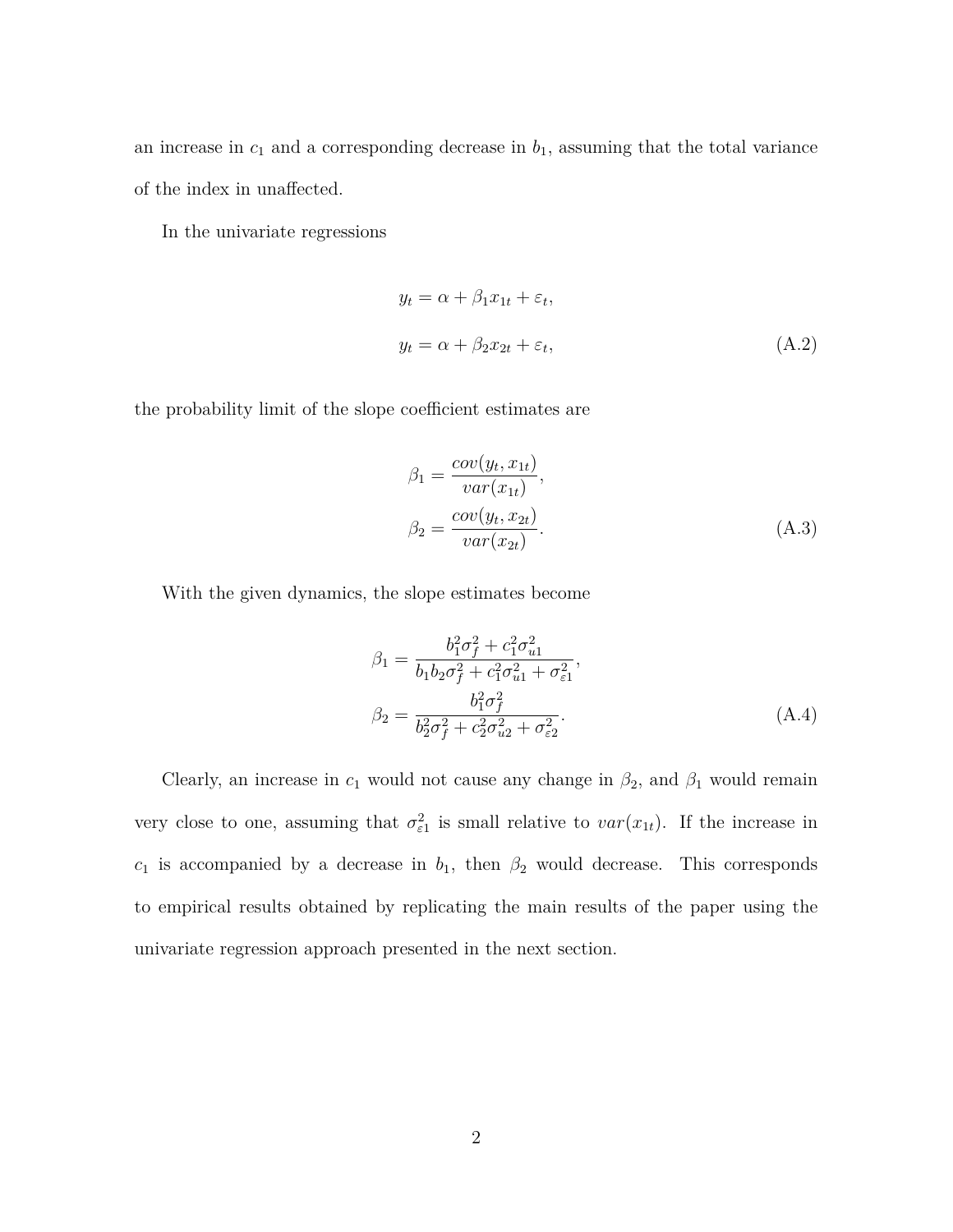an increase in $c_1$ and a corresponding decrease in $b_1$, assuming that the total variance of the index in unaffected.

In the univariate regressions

$$
\begin{aligned}
y_t &= \alpha + \beta_1 x_{1t} + \varepsilon_t, \\
y_t &= \alpha + \beta_2 x_{2t} + \varepsilon_t,
\end{aligned}
\tag{A.2}
$$

the probability limit of the slope coefficient estimates are

$$
\begin{aligned}
\beta_1 &= \frac{cov(y_t, x_{1t})}{var(x_{1t})}, \\
\beta_2 &= \frac{cov(y_t, x_{2t})}{var(x_{2t})}.
\end{aligned}
\tag{A.3}
$$

With the given dynamics, the slope estimates become

$$
\begin{aligned}
\beta_1 &= \frac{b_1^2 \sigma_f^2 + c_1^2 \sigma_{u1}^2}{b_1 b_2 \sigma_f^2 + c_1^2 \sigma_{u1}^2 + \sigma_{\varepsilon 1}^2}, \\
\beta_2 &= \frac{b_1^2 \sigma_f^2}{b_2^2 \sigma_f^2 + c_2^2 \sigma_{u2}^2 + \sigma_{\varepsilon 2}^2}.
\end{aligned}
\tag{A.4}
$$

Clearly, an increase in $c_1$ would not cause any change in $\beta_2$, and $\beta_1$ would remain very close to one, assuming that $\sigma_{\varepsilon 1}^2$ is small relative to $var(x_{1t})$. If the increase in $c_1$ is accompanied by a decrease in $b_1$, then $\beta_2$ would decrease. This corresponds to empirical results obtained by replicating the main results of the paper using the univariate regression approach presented in the next section.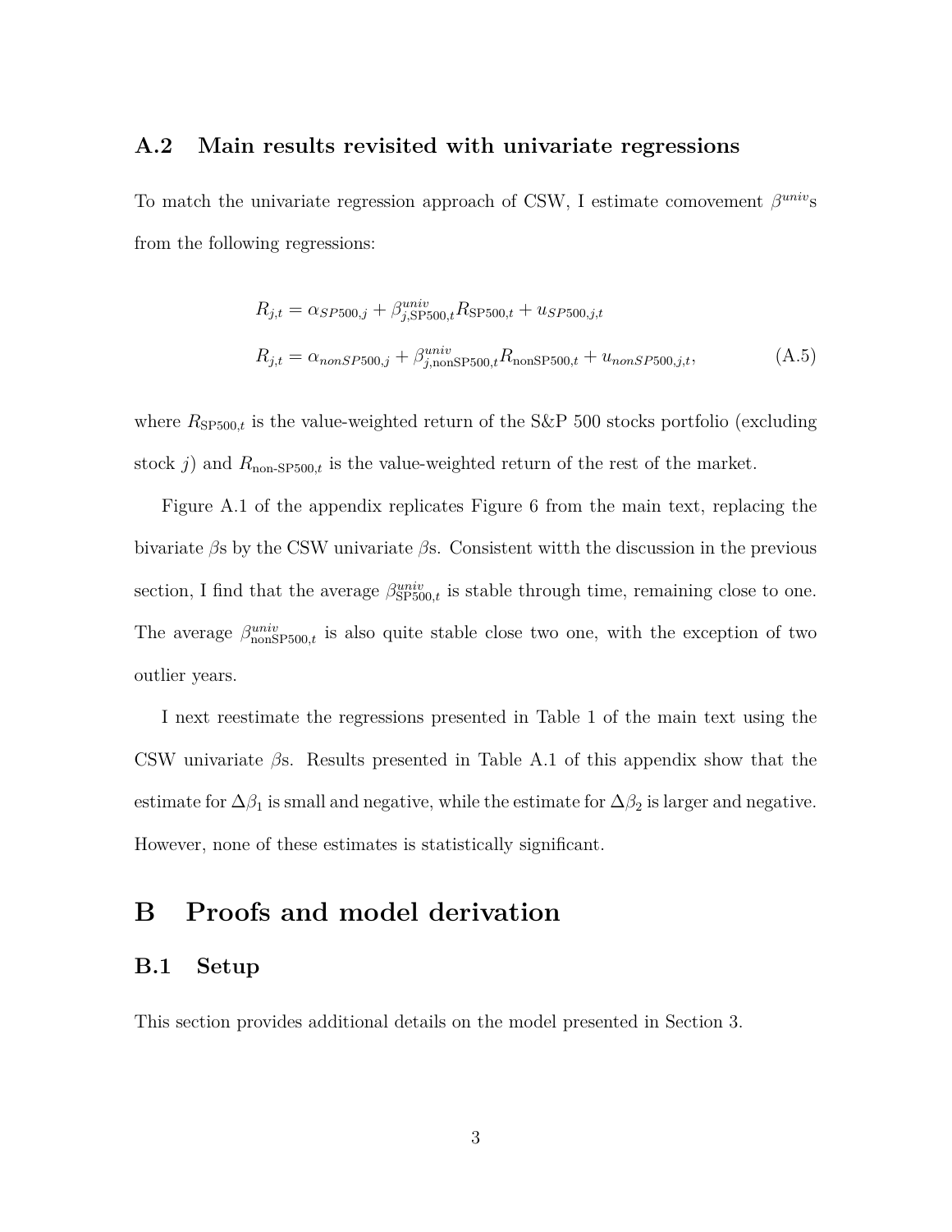## A.2 Main results revisited with univariate regressions

To match the univariate regression approach of CSW, I estimate comovement $\beta^{univ}$s from the following regressions:

$$
\begin{aligned}
R_{j,t} &= \alpha_{SP500,j} + \beta^{univ}_{j,\text{SP500},t} R_{\text{SP500},t} + u_{SP500,j,t} \\
R_{j,t} &= \alpha_{nonSP500,j} + \beta^{univ}_{j,\text{nonSP500},t} R_{\text{nonSP500},t} + u_{nonSP500,j,t},
\end{aligned}
\tag{A.5}
$$

where $R_{\text{SP500},t}$ is the value-weighted return of the S&P 500 stocks portfolio (excluding stock $j$) and $R_{\text{non-SP500},t}$ is the value-weighted return of the rest of the market.

Figure A.1 of the appendix replicates Figure 6 from the main text, replacing the bivariate $\beta$s by the CSW univariate $\beta$s. Consistent witth the discussion in the previous section, I find that the average $\beta^{univ}_{\text{SP500},t}$ is stable through time, remaining close to one. The average $\beta^{univ}_{\text{nonSP500},t}$ is also quite stable close two one, with the exception of two outlier years.

I next reestimate the regressions presented in Table 1 of the main text using the CSW univariate $\beta$s. Results presented in Table A.1 of this appendix show that the estimate for $\Delta\beta_1$ is small and negative, while the estimate for $\Delta\beta_2$ is larger and negative. However, none of these estimates is statistically significant.

# B Proofs and model derivation

## B.1 Setup

This section provides additional details on the model presented in Section 3.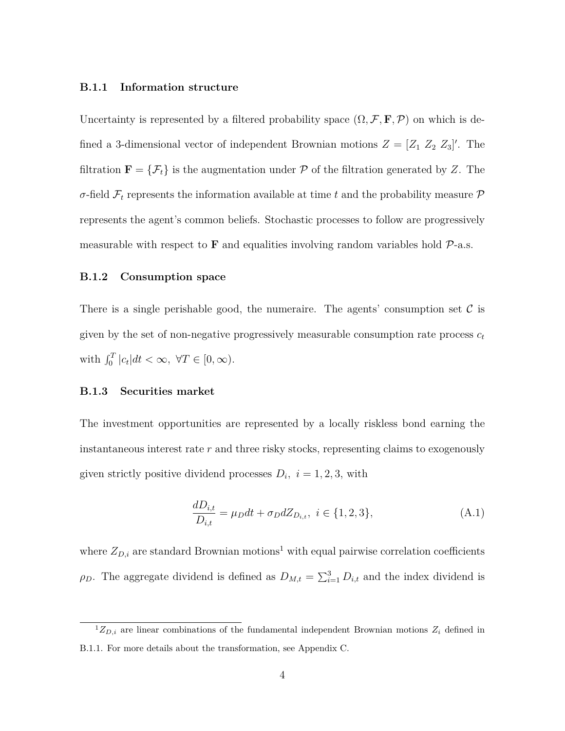### B.1.1 Information structure

Uncertainty is represented by a filtered probability space $(\Omega, \mathcal{F}, \mathbf{F}, \mathcal{P})$ on which is defined a 3-dimensional vector of independent Brownian motions $Z = [Z_1 \ Z_2 \ Z_3]'$. The filtration $\mathbf{F} = \{\mathcal{F}_t\}$ is the augmentation under $\mathcal{P}$ of the filtration generated by $Z$. The $\sigma$-field $\mathcal{F}_t$ represents the information available at time $t$ and the probability measure $\mathcal{P}$ represents the agent's common beliefs. Stochastic processes to follow are progressively measurable with respect to $\mathbf{F}$ and equalities involving random variables hold $\mathcal{P}$-a.s.

### B.1.2 Consumption space

There is a single perishable good, the numeraire. The agents' consumption set $\mathcal{C}$ is given by the set of non-negative progressively measurable consumption rate process $c_t$ with $\int_0^T |c_t| dt < \infty, \ \forall T \in [0, \infty)$.

### B.1.3 Securities market

The investment opportunities are represented by a locally riskless bond earning the instantaneous interest rate $r$ and three risky stocks, representing claims to exogenously given strictly positive dividend processes $D_i, \ i = 1, 2, 3$, with

$$\frac{dD_{i,t}}{D_{i,t}} = \mu_D dt + \sigma_D dZ_{D_{i,t}}, \ i \in \{1, 2, 3\}, \tag{A.1}$$

where $Z_{D,i}$ are standard Brownian motions[1] with equal pairwise correlation coefficients $\rho_D$. The aggregate dividend is defined as $D_{M,t} = \sum_{i=1}^{3} D_{i,t}$ and the index dividend is

[1] $Z_{D,i}$ are linear combinations of the fundamental independent Brownian motions $Z_i$ defined in B.1.1. For more details about the transformation, see Appendix C.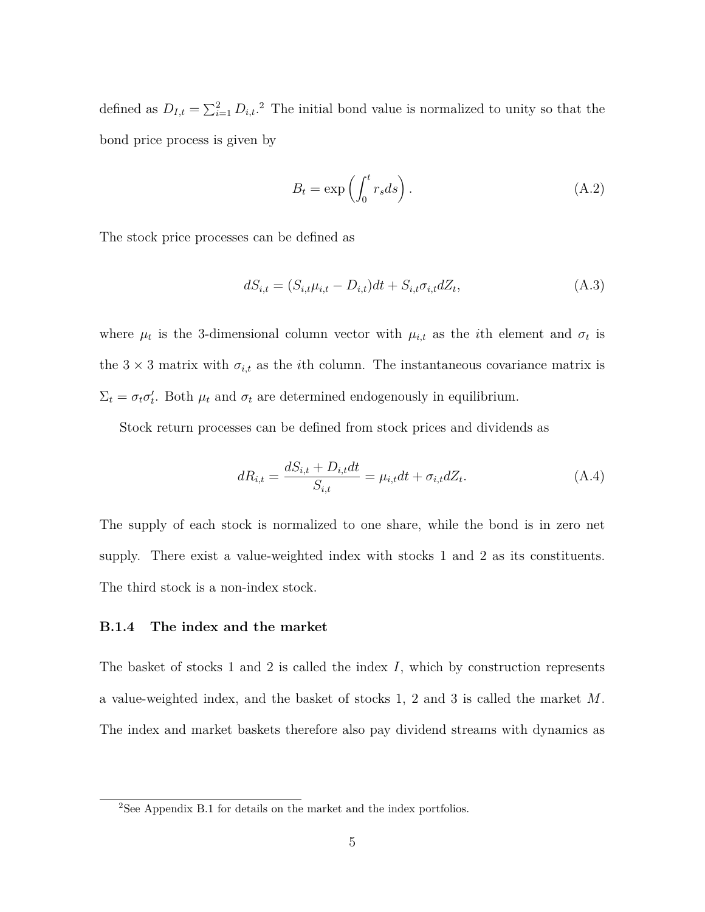defined as $D_{I,t} = \sum_{i=1}^{2} D_{i,t}$.[2] The initial bond value is normalized to unity so that the bond price process is given by

$$B_t = \exp\left(\int_0^t r_s ds\right). \tag{A.2}$$

The stock price processes can be defined as

$$dS_{i,t} = (S_{i,t}\mu_{i,t} - D_{i,t})dt + S_{i,t}\sigma_{i,t}dZ_t, \tag{A.3}$$

where $\mu_t$ is the 3-dimensional column vector with $\mu_{i,t}$ as the $i$th element and $\sigma_t$ is the $3 \times 3$ matrix with $\sigma_{i,t}$ as the $i$th column. The instantaneous covariance matrix is $\Sigma_t = \sigma_t \sigma_t'$. Both $\mu_t$ and $\sigma_t$ are determined endogenously in equilibrium.

Stock return processes can be defined from stock prices and dividends as

$$dR_{i,t} = \frac{dS_{i,t} + D_{i,t}dt}{S_{i,t}} = \mu_{i,t}dt + \sigma_{i,t}dZ_t. \tag{A.4}$$

The supply of each stock is normalized to one share, while the bond is in zero net supply. There exist a value-weighted index with stocks 1 and 2 as its constituents. The third stock is a non-index stock.

### B.1.4 The index and the market

The basket of stocks 1 and 2 is called the index $I$, which by construction represents a value-weighted index, and the basket of stocks 1, 2 and 3 is called the market $M$. The index and market baskets therefore also pay dividend streams with dynamics as

[2] See Appendix B.1 for details on the market and the index portfolios.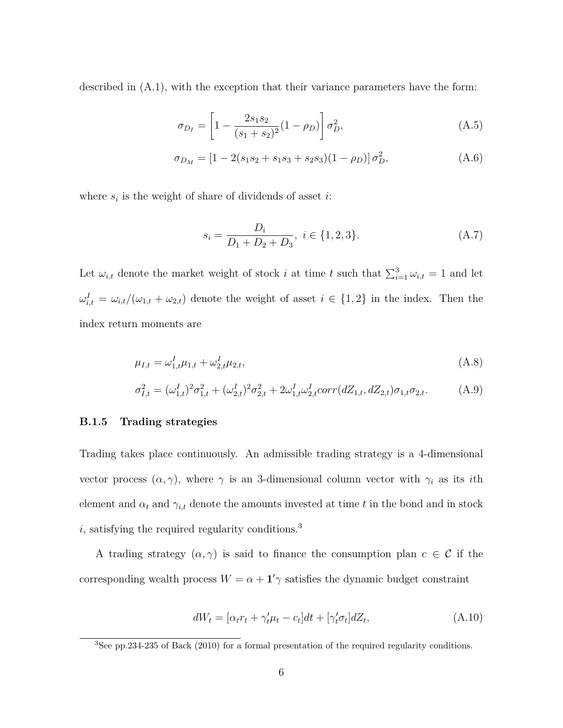described in (A.1), with the exception that their variance parameters have the form:

$$\sigma_{D_I} = \left[1 - \frac{2s_1 s_2}{(s_1+s_2)^2}(1-\rho_D)\right]\sigma_D^2, \tag{A.5}$$

$$\sigma_{D_M} = \left[1 - 2(s_1 s_2 + s_1 s_3 + s_2 s_3)(1-\rho_D)\right]\sigma_D^2, \tag{A.6}$$

where $s_i$ is the weight of share of dividends of asset $i$:

$$s_i = \frac{D_i}{D_1 + D_2 + D_3}, \ i \in \{1, 2, 3\}. \tag{A.7}$$

Let $\omega_{i,t}$ denote the market weight of stock $i$ at time $t$ such that $\sum_{i=1}^{3} \omega_{i,t} = 1$ and let $\omega_{i,t}^I = \omega_{i,t}/(\omega_{1,t} + \omega_{2,t})$ denote the weight of asset $i \in \{1, 2\}$ in the index. Then the index return moments are

$$\mu_{I,t} = \omega_{1,t}^I \mu_{1,t} + \omega_{2,t}^I \mu_{2,t}, \tag{A.8}$$

$$\sigma_{I,t}^2 = (\omega_{1,t}^I)^2 \sigma_{1,t}^2 + (\omega_{2,t}^I)^2 \sigma_{2,t}^2 + 2\omega_{1,t}^I \omega_{2,t}^I corr(dZ_{1,t}, dZ_{2,t}) \sigma_{1,t} \sigma_{2,t}. \tag{A.9}$$

### B.1.5 Trading strategies

Trading takes place continuously. An admissible trading strategy is a 4-dimensional vector process $(\alpha, \gamma)$, where $\gamma$ is an 3-dimensional column vector with $\gamma_i$ as its $i$th element and $\alpha_t$ and $\gamma_{i,t}$ denote the amounts invested at time $t$ in the bond and in stock $i$, satisfying the required regularity conditions.[3]

A trading strategy $(\alpha, \gamma)$ is said to finance the consumption plan $c \in \mathcal{C}$ if the corresponding wealth process $W = \alpha + \mathbf{1}'\gamma$ satisfies the dynamic budget constraint

$$dW_t = [\alpha_t r_t + \gamma_t' \mu_t - c_t]dt + [\gamma_t' \sigma_t] dZ_t, \tag{A.10}$$

[3] See pp.234-235 of Back (2010) for a formal presentation of the required regularity conditions.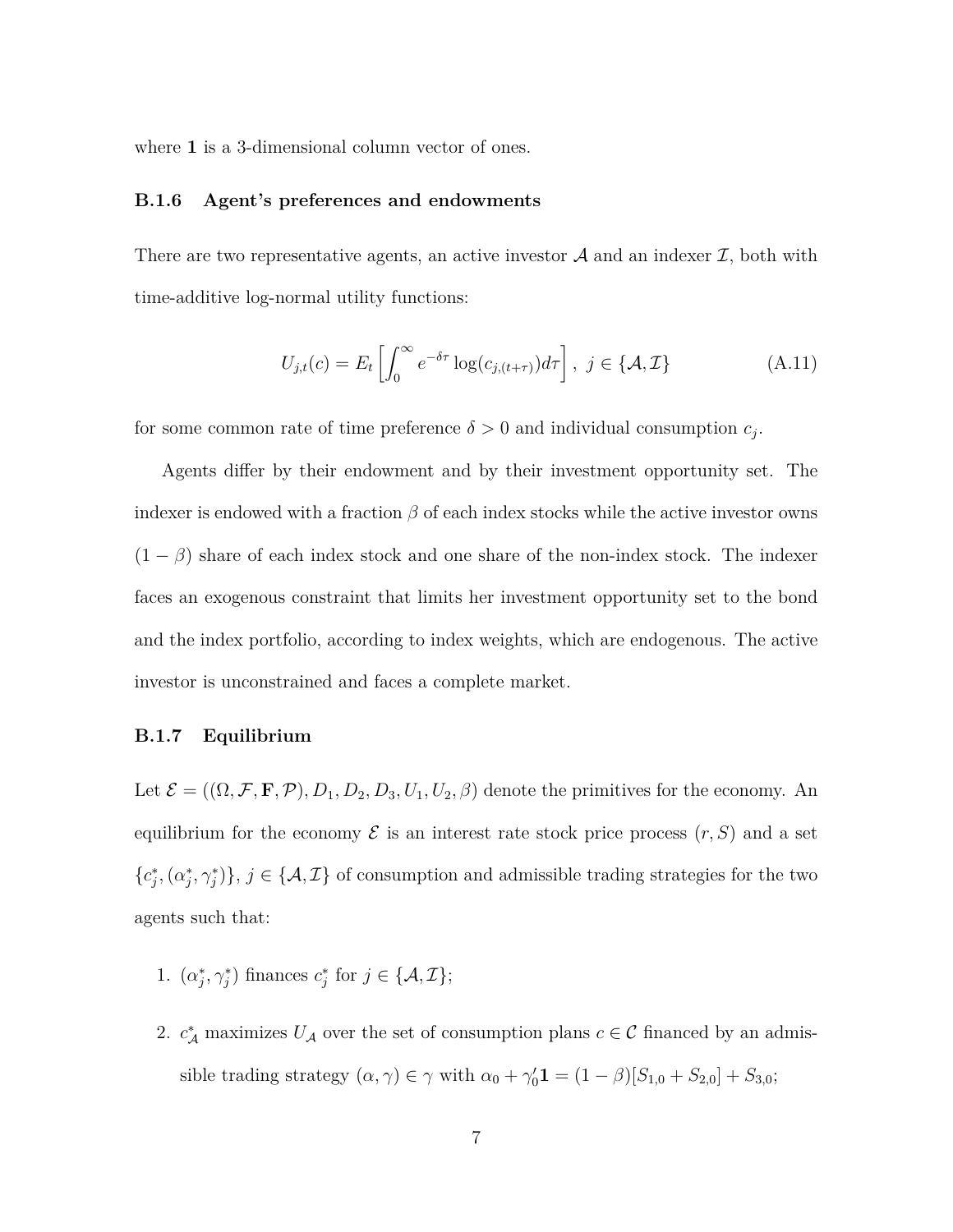where **1** is a 3-dimensional column vector of ones.

### B.1.6 Agent's preferences and endowments

There are two representative agents, an active investor $\mathcal{A}$ and an indexer $\mathcal{I}$, both with time-additive log-normal utility functions:

$$U_{j,t}(c) = E_t\left[\int_0^\infty e^{-\delta\tau}\log(c_{j,(t+\tau)})d\tau\right],\ j \in \{\mathcal{A}, \mathcal{I}\} \tag{A.11}$$

for some common rate of time preference $\delta > 0$ and individual consumption $c_j$.

Agents differ by their endowment and by their investment opportunity set. The indexer is endowed with a fraction $\beta$ of each index stocks while the active investor owns $(1-\beta)$ share of each index stock and one share of the non-index stock. The indexer faces an exogenous constraint that limits her investment opportunity set to the bond and the index portfolio, according to index weights, which are endogenous. The active investor is unconstrained and faces a complete market.

### B.1.7 Equilibrium

Let $\mathcal{E} = ((\Omega, \mathcal{F}, \mathbf{F}, \mathcal{P}), D_1, D_2, D_3, U_1, U_2, \beta)$ denote the primitives for the economy. An equilibrium for the economy $\mathcal{E}$ is an interest rate stock price process $(r, S)$ and a set $\{c_j^*, (\alpha_j^*, \gamma_j^*)\}$, $j \in \{\mathcal{A}, \mathcal{I}\}$ of consumption and admissible trading strategies for the two agents such that:

1. $(\alpha_j^*, \gamma_j^*)$ finances $c_j^*$ for $j \in \{\mathcal{A}, \mathcal{I}\}$;
2. $c_{\mathcal{A}}^*$ maximizes $U_{\mathcal{A}}$ over the set of consumption plans $c \in \mathcal{C}$ financed by an admissible trading strategy $(\alpha, \gamma) \in \gamma$ with $\alpha_0 + \gamma_0'\mathbf{1} = (1-\beta)[S_{1,0} + S_{2,0}] + S_{3,0}$;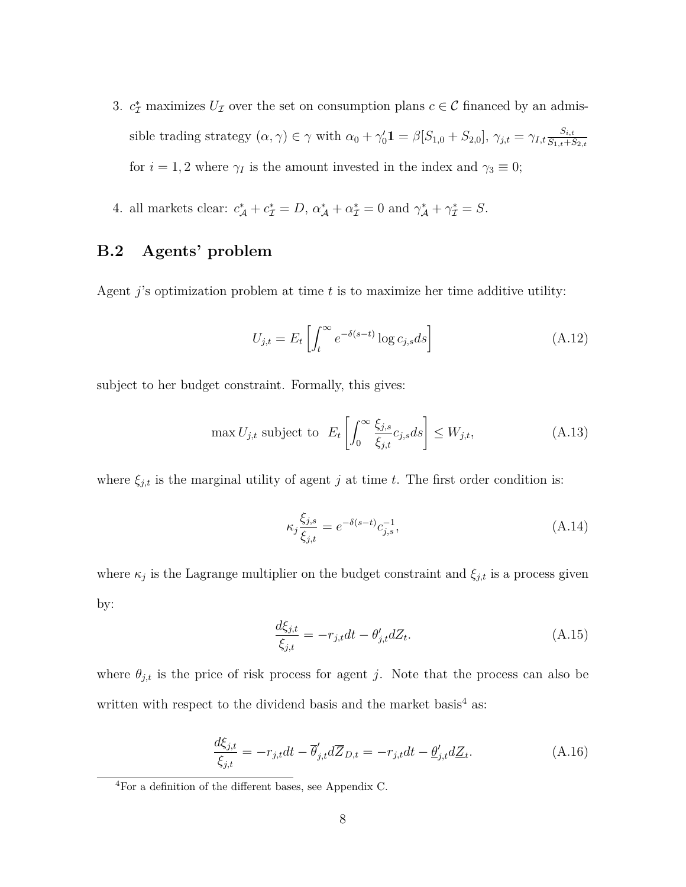3. $c^*_{\mathcal{I}}$ maximizes $U_{\mathcal{I}}$ over the set on consumption plans $c \in \mathcal{C}$ financed by an admissible trading strategy $(\alpha, \gamma) \in \gamma$ with $\alpha_0 + \gamma_0'\mathbf{1} = \beta[S_{1,0} + S_{2,0}]$, $\gamma_{j,t} = \gamma_{I,t}\frac{S_{i,t}}{S_{1,t}+S_{2,t}}$ for $i = 1, 2$ where $\gamma_I$ is the amount invested in the index and $\gamma_3 \equiv 0$;

4. all markets clear: $c^*_{\mathcal{A}} + c^*_{\mathcal{I}} = D$, $\alpha^*_{\mathcal{A}} + \alpha^*_{\mathcal{I}} = 0$ and $\gamma^*_{\mathcal{A}} + \gamma^*_{\mathcal{I}} = S$.

## B.2 Agents' problem

Agent $j$'s optimization problem at time $t$ is to maximize her time additive utility:

$$U_{j,t} = E_t\left[\int_t^\infty e^{-\delta(s-t)} \log c_{j,s} ds\right] \tag{A.12}$$

subject to her budget constraint. Formally, this gives:

$$\max U_{j,t} \text{ subject to } \; E_t\left[\int_0^\infty \frac{\xi_{j,s}}{\xi_{j,t}} c_{j,s} ds\right] \leq W_{j,t}, \tag{A.13}$$

where $\xi_{j,t}$ is the marginal utility of agent $j$ at time $t$. The first order condition is:

$$\kappa_j \frac{\xi_{j,s}}{\xi_{j,t}} = e^{-\delta(s-t)} c_{j,s}^{-1}, \tag{A.14}$$

where $\kappa_j$ is the Lagrange multiplier on the budget constraint and $\xi_{j,t}$ is a process given by:

$$\frac{d\xi_{j,t}}{\xi_{j,t}} = -r_{j,t}dt - \theta_{j,t}' dZ_t. \tag{A.15}$$

where $\theta_{j,t}$ is the price of risk process for agent $j$. Note that the process can also be written with respect to the dividend basis and the market basis[4] as:

$$\frac{d\xi_{j,t}}{\xi_{j,t}} = -r_{j,t}dt - \overline{\theta}_{j,t}' d\overline{Z}_{D,t} = -r_{j,t}dt - \underline{\theta}_{j,t}' d\underline{Z}_t. \tag{A.16}$$

[4] For a definition of the different bases, see Appendix C.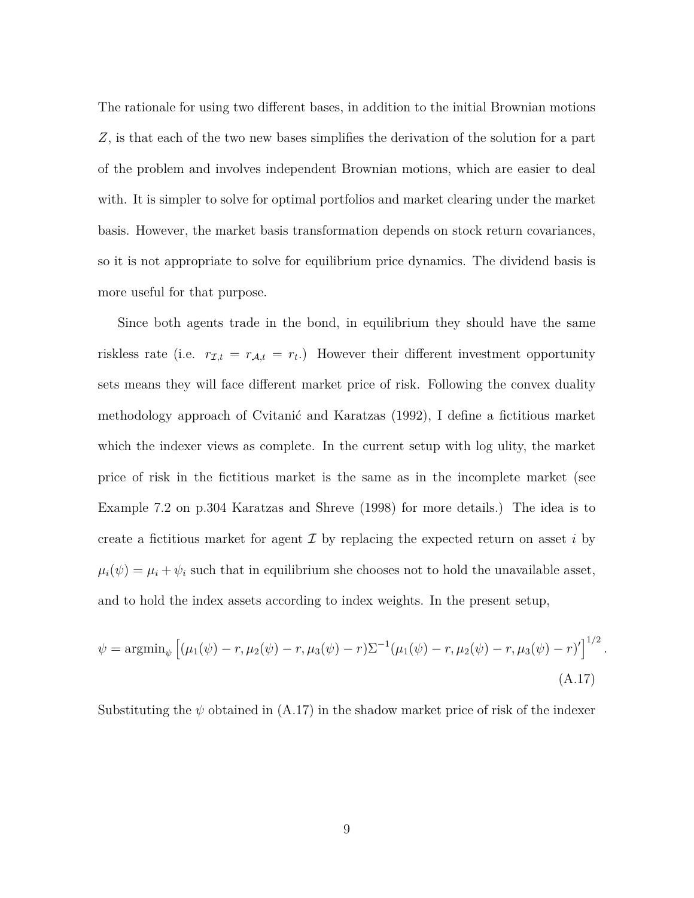The rationale for using two different bases, in addition to the initial Brownian motions $Z$, is that each of the two new bases simplifies the derivation of the solution for a part of the problem and involves independent Brownian motions, which are easier to deal with. It is simpler to solve for optimal portfolios and market clearing under the market basis. However, the market basis transformation depends on stock return covariances, so it is not appropriate to solve for equilibrium price dynamics. The dividend basis is more useful for that purpose.

Since both agents trade in the bond, in equilibrium they should have the same riskless rate (i.e. $r_{\mathcal{I},t} = r_{\mathcal{A},t} = r_t$.) However their different investment opportunity sets means they will face different market price of risk. Following the convex duality methodology approach of Cvitanić and Karatzas (1992), I define a fictitious market which the indexer views as complete. In the current setup with log ulity, the market price of risk in the fictitious market is the same as in the incomplete market (see Example 7.2 on p.304 Karatzas and Shreve (1998) for more details.) The idea is to create a fictitious market for agent $\mathcal{I}$ by replacing the expected return on asset $i$ by $\mu_i(\psi) = \mu_i + \psi_i$ such that in equilibrium she chooses not to hold the unavailable asset, and to hold the index assets according to index weights. In the present setup,

$$\psi = \operatorname{argmin}_{\psi} \left[ (\mu_1(\psi) - r, \mu_2(\psi) - r, \mu_3(\psi) - r) \Sigma^{-1} (\mu_1(\psi) - r, \mu_2(\psi) - r, \mu_3(\psi) - r)' \right]^{1/2}. \tag{A.17}$$

Substituting the $\psi$ obtained in (A.17) in the shadow market price of risk of the indexer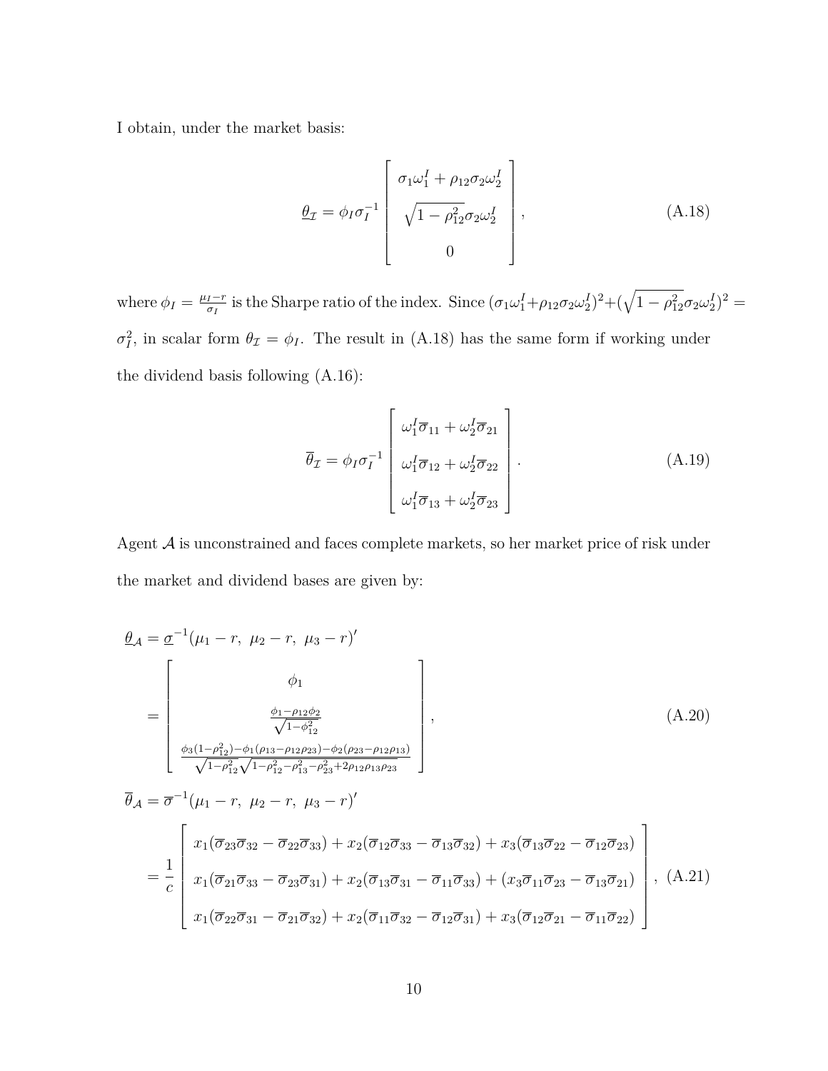I obtain, under the market basis:

$$\underline{\theta_{\mathcal{I}}} = \phi_I \sigma_I^{-1} \begin{bmatrix} \sigma_1 \omega_1^I + \rho_{12}\sigma_2\omega_2^I \\ \sqrt{1-\rho_{12}^2}\sigma_2\omega_2^I \\ 0 \end{bmatrix}, \tag{A.18}$$

where $\phi_I = \frac{\mu_I - r}{\sigma_I}$ is the Sharpe ratio of the index. Since $(\sigma_1\omega_1^I + \rho_{12}\sigma_2\omega_2^I)^2 + (\sqrt{1-\rho_{12}^2}\sigma_2\omega_2^I)^2 = \sigma_I^2$, in scalar form $\theta_{\mathcal{I}} = \phi_I$. The result in (A.18) has the same form if working under the dividend basis following (A.16):

$$\overline{\theta}_{\mathcal{I}} = \phi_I \sigma_I^{-1} \begin{bmatrix} \omega_1^I \overline{\sigma}_{11} + \omega_2^I \overline{\sigma}_{21} \\ \omega_1^I \overline{\sigma}_{12} + \omega_2^I \overline{\sigma}_{22} \\ \omega_1^I \overline{\sigma}_{13} + \omega_2^I \overline{\sigma}_{23} \end{bmatrix}. \tag{A.19}$$

Agent $\mathcal{A}$ is unconstrained and faces complete markets, so her market price of risk under the market and dividend bases are given by:

$$\begin{aligned}
\underline{\theta}_{\mathcal{A}} &= \underline{\sigma}^{-1}(\mu_1 - r,\ \mu_2 - r,\ \mu_3 - r)' \\
&= \begin{bmatrix} \phi_1 \\ \frac{\phi_1 - \rho_{12}\phi_2}{\sqrt{1-\phi_{12}^2}} \\ \frac{\phi_3(1-\rho_{12}^2) - \phi_1(\rho_{13} - \rho_{12}\rho_{23}) - \phi_2(\rho_{23} - \rho_{12}\rho_{13})}{\sqrt{1-\rho_{12}^2}\sqrt{1-\rho_{12}^2-\rho_{13}^2-\rho_{23}^2+2\rho_{12}\rho_{13}\rho_{23}}} \end{bmatrix},
\end{aligned} \tag{A.20}$$

$$\begin{aligned}
\overline{\theta}_{\mathcal{A}} &= \overline{\sigma}^{-1}(\mu_1 - r,\ \mu_2 - r,\ \mu_3 - r)' \\
&= \frac{1}{c} \begin{bmatrix} x_1(\overline{\sigma}_{23}\overline{\sigma}_{32} - \overline{\sigma}_{22}\overline{\sigma}_{33}) + x_2(\overline{\sigma}_{12}\overline{\sigma}_{33} - \overline{\sigma}_{13}\overline{\sigma}_{32}) + x_3(\overline{\sigma}_{13}\overline{\sigma}_{22} - \overline{\sigma}_{12}\overline{\sigma}_{23}) \\ x_1(\overline{\sigma}_{21}\overline{\sigma}_{33} - \overline{\sigma}_{23}\overline{\sigma}_{31}) + x_2(\overline{\sigma}_{13}\overline{\sigma}_{31} - \overline{\sigma}_{11}\overline{\sigma}_{33}) + (x_3\overline{\sigma}_{11}\overline{\sigma}_{23} - \overline{\sigma}_{13}\overline{\sigma}_{21}) \\ x_1(\overline{\sigma}_{22}\overline{\sigma}_{31} - \overline{\sigma}_{21}\overline{\sigma}_{32}) + x_2(\overline{\sigma}_{11}\overline{\sigma}_{32} - \overline{\sigma}_{12}\overline{\sigma}_{31}) + x_3(\overline{\sigma}_{12}\overline{\sigma}_{21} - \overline{\sigma}_{11}\overline{\sigma}_{22}) \end{bmatrix},
\end{aligned} \tag{A.21}$$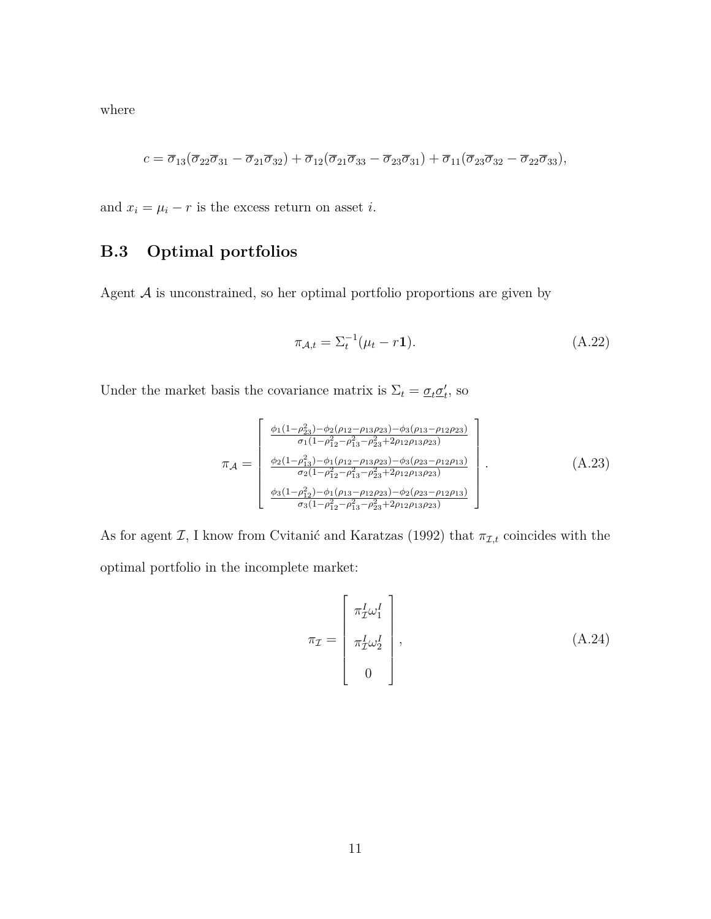where

$$c = \overline{\sigma}_{13}(\overline{\sigma}_{22}\overline{\sigma}_{31} - \overline{\sigma}_{21}\overline{\sigma}_{32}) + \overline{\sigma}_{12}(\overline{\sigma}_{21}\overline{\sigma}_{33} - \overline{\sigma}_{23}\overline{\sigma}_{31}) + \overline{\sigma}_{11}(\overline{\sigma}_{23}\overline{\sigma}_{32} - \overline{\sigma}_{22}\overline{\sigma}_{33}),$$

and $x_i = \mu_i - r$ is the excess return on asset $i$.

## B.3 Optimal portfolios

Agent $\mathcal{A}$ is unconstrained, so her optimal portfolio proportions are given by

$$\pi_{\mathcal{A},t} = \Sigma_t^{-1}(\mu_t - r\mathbf{1}). \tag{A.22}$$

Under the market basis the covariance matrix is $\Sigma_t = \underline{\sigma}_t\underline{\sigma}_t'$, so

$$\pi_{\mathcal{A}} = \begin{bmatrix} \frac{\phi_1(1-\rho_{23}^2)-\phi_2(\rho_{12}-\rho_{13}\rho_{23})-\phi_3(\rho_{13}-\rho_{12}\rho_{23})}{\sigma_1(1-\rho_{12}^2-\rho_{13}^2-\rho_{23}^2+2\rho_{12}\rho_{13}\rho_{23})} \\ \frac{\phi_2(1-\rho_{13}^2)-\phi_1(\rho_{12}-\rho_{13}\rho_{23})-\phi_3(\rho_{23}-\rho_{12}\rho_{13})}{\sigma_2(1-\rho_{12}^2-\rho_{13}^2-\rho_{23}^2+2\rho_{12}\rho_{13}\rho_{23})} \\ \frac{\phi_3(1-\rho_{12}^2)-\phi_1(\rho_{13}-\rho_{12}\rho_{23})-\phi_2(\rho_{23}-\rho_{12}\rho_{13})}{\sigma_3(1-\rho_{12}^2-\rho_{13}^2-\rho_{23}^2+2\rho_{12}\rho_{13}\rho_{23})} \end{bmatrix}. \tag{A.23}$$

As for agent $\mathcal{I}$, I know from Cvitanić and Karatzas (1992) that $\pi_{\mathcal{I},t}$ coincides with the optimal portfolio in the incomplete market:

$$\pi_{\mathcal{I}} = \begin{bmatrix} \pi_{\mathcal{I}}^I \omega_1^I \\ \pi_{\mathcal{I}}^I \omega_2^I \\ 0 \end{bmatrix}, \tag{A.24}$$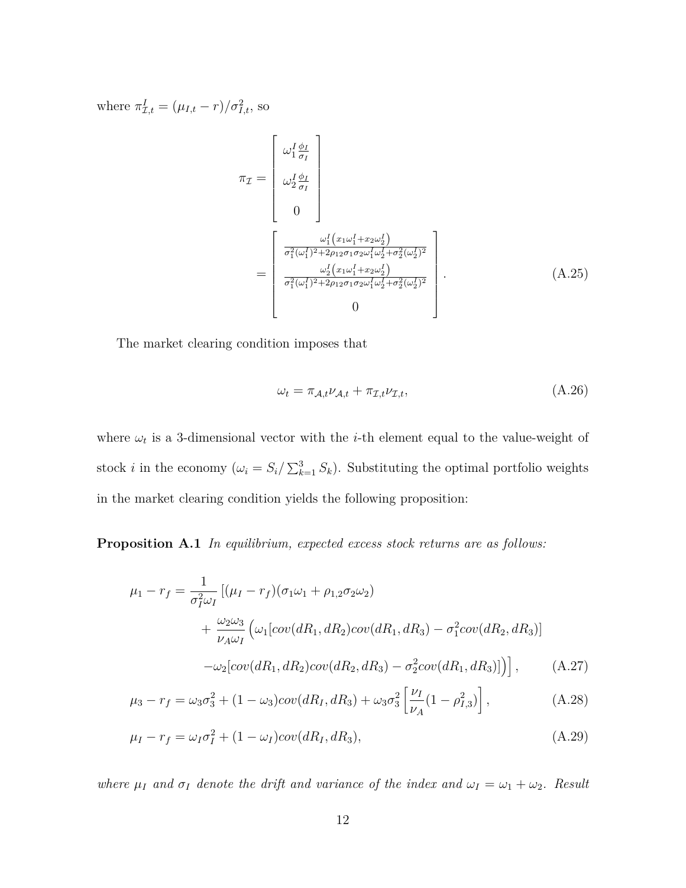where $\pi^I_{\mathcal{I},t} = (\mu_{I,t} - r)/\sigma^2_{I,t}$, so

$$
\pi_{\mathcal{I}} = \begin{bmatrix} \omega^I_1 \frac{\phi_I}{\sigma_I} \\ \omega^I_2 \frac{\phi_I}{\sigma_I} \\ 0 \end{bmatrix}
= \begin{bmatrix} \frac{\omega^I_1 \left(x_1 \omega^I_1 + x_2 \omega^I_2\right)}{\sigma_1^2 (\omega^I_1)^2 + 2\rho_{12}\sigma_1\sigma_2\omega^I_1\omega^I_2 + \sigma_2^2(\omega^I_2)^2} \\ \frac{\omega^I_2 \left(x_1 \omega^I_1 + x_2 \omega^I_2\right)}{\sigma_1^2 (\omega^I_1)^2 + 2\rho_{12}\sigma_1\sigma_2\omega^I_1\omega^I_2 + \sigma_2^2(\omega^I_2)^2} \\ 0 \end{bmatrix}. \tag{A.25}
$$

The market clearing condition imposes that

$$
\omega_t = \pi_{\mathcal{A},t}\nu_{\mathcal{A},t} + \pi_{\mathcal{I},t}\nu_{\mathcal{I},t}, \tag{A.26}
$$

where $\omega_t$ is a 3-dimensional vector with the $i$-th element equal to the value-weight of stock $i$ in the economy ($\omega_i = S_i / \sum_{k=1}^{3} S_k$). Substituting the optimal portfolio weights in the market clearing condition yields the following proposition:

**Proposition A.1** *In equilibrium, expected excess stock returns are as follows:*

$$
\begin{aligned}
\mu_1 - r_f = \frac{1}{\sigma_I^2 \omega_I} \Big[ & (\mu_I - r_f)(\sigma_1 \omega_1 + \rho_{1,2}\sigma_2\omega_2) \\
& + \frac{\omega_2\omega_3}{\nu_A \omega_I} \Big( \omega_1 [cov(dR_1, dR_2) cov(dR_1, dR_3) - \sigma_1^2 cov(dR_2, dR_3)] \\
& - \omega_2 [cov(dR_1, dR_2) cov(dR_2, dR_3) - \sigma_2^2 cov(dR_1, dR_3)] \Big) \Big],
\end{aligned} \tag{A.27}
$$

$$
\mu_3 - r_f = \omega_3 \sigma_3^2 + (1 - \omega_3) cov(dR_I, dR_3) + \omega_3 \sigma_3^2 \left[ \frac{\nu_I}{\nu_A} (1 - \rho_{I,3}^2) \right], \tag{A.28}
$$

$$
\mu_I - r_f = \omega_I \sigma_I^2 + (1 - \omega_I) cov(dR_I, dR_3), \tag{A.29}
$$

*where $\mu_I$ and $\sigma_I$ denote the drift and variance of the index and $\omega_I = \omega_1 + \omega_2$. Result*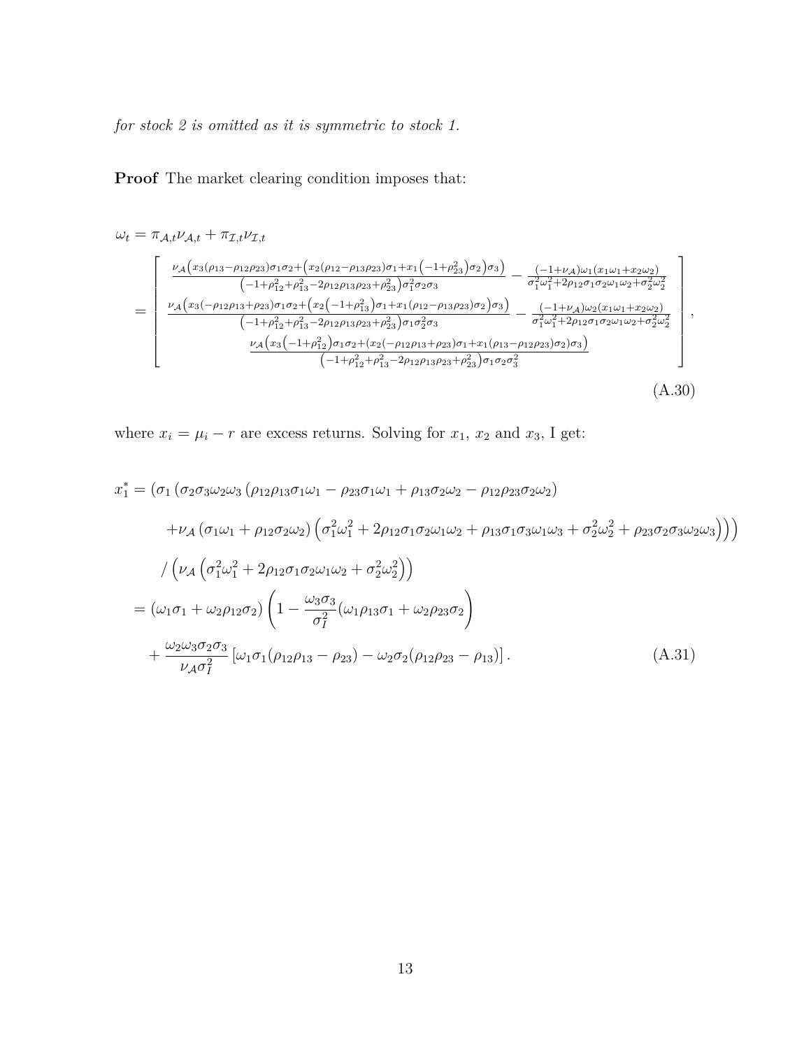*for stock 2 is omitted as it is symmetric to stock 1.*

**Proof** The market clearing condition imposes that:

$$
\omega_t = \pi_{\mathcal{A},t}\nu_{\mathcal{A},t} + \pi_{\mathcal{I},t}\nu_{\mathcal{I},t}
$$

$$
= \begin{bmatrix} \frac{\nu_{\mathcal{A}}\left(x_3(\rho_{13}-\rho_{12}\rho_{23})\sigma_1\sigma_2+\left(x_2(\rho_{12}-\rho_{13}\rho_{23})\sigma_1+x_1\left(-1+\rho_{23}^2\right)\sigma_2\right)\sigma_3\right)}{\left(-1+\rho_{12}^2+\rho_{13}^2-2\rho_{12}\rho_{13}\rho_{23}+\rho_{23}^2\right)\sigma_1^2\sigma_2\sigma_3} - \frac{(-1+\nu_{\mathcal{A}})\omega_1(x_1\omega_1+x_2\omega_2)}{\sigma_1^2\omega_1^2+2\rho_{12}\sigma_1\sigma_2\omega_1\omega_2+\sigma_2^2\omega_2^2} \\ \frac{\nu_{\mathcal{A}}\left(x_3(-\rho_{12}\rho_{13}+\rho_{23})\sigma_1\sigma_2+\left(x_2\left(-1+\rho_{13}^2\right)\sigma_1+x_1(\rho_{12}-\rho_{13}\rho_{23})\sigma_2\right)\sigma_3\right)}{\left(-1+\rho_{12}^2+\rho_{13}^2-2\rho_{12}\rho_{13}\rho_{23}+\rho_{23}^2\right)\sigma_1\sigma_2^2\sigma_3} - \frac{(-1+\nu_{\mathcal{A}})\omega_2(x_1\omega_1+x_2\omega_2)}{\sigma_1^2\omega_1^2+2\rho_{12}\sigma_1\sigma_2\omega_1\omega_2+\sigma_2^2\omega_2^2} \\ \frac{\nu_{\mathcal{A}}\left(x_3\left(-1+\rho_{12}^2\right)\sigma_1\sigma_2+(x_2(-\rho_{12}\rho_{13}+\rho_{23})\sigma_1+x_1(\rho_{13}-\rho_{12}\rho_{23})\sigma_2)\sigma_3\right)}{\left(-1+\rho_{12}^2+\rho_{13}^2-2\rho_{12}\rho_{13}\rho_{23}+\rho_{23}^2\right)\sigma_1\sigma_2\sigma_3^2} \end{bmatrix}, \tag{A.30}
$$

where $x_i = \mu_i - r$ are excess returns. Solving for $x_1$, $x_2$ and $x_3$, I get:

$$
\begin{aligned}
x_1^* = {} & \left(\sigma_1\left(\sigma_2\sigma_3\omega_2\omega_3\left(\rho_{12}\rho_{13}\sigma_1\omega_1 - \rho_{23}\sigma_1\omega_1 + \rho_{13}\sigma_2\omega_2 - \rho_{12}\rho_{23}\sigma_2\omega_2\right)\right.\right. \\
& \left.\left. +\nu_{\mathcal{A}}\left(\sigma_1\omega_1 + \rho_{12}\sigma_2\omega_2\right)\left(\sigma_1^2\omega_1^2 + 2\rho_{12}\sigma_1\sigma_2\omega_1\omega_2 + \rho_{13}\sigma_1\sigma_3\omega_1\omega_3 + \sigma_2^2\omega_2^2 + \rho_{23}\sigma_2\sigma_3\omega_2\omega_3\right)\right)\right) \\
& / \left(\nu_{\mathcal{A}}\left(\sigma_1^2\omega_1^2 + 2\rho_{12}\sigma_1\sigma_2\omega_1\omega_2 + \sigma_2^2\omega_2^2\right)\right) \\
= {} & (\omega_1\sigma_1 + \omega_2\rho_{12}\sigma_2)\left(1 - \frac{\omega_3\sigma_3}{\sigma_I^2}(\omega_1\rho_{13}\sigma_1 + \omega_2\rho_{23}\sigma_2\right) \\
& + \frac{\omega_2\omega_3\sigma_2\sigma_3}{\nu_{\mathcal{A}}\sigma_I^2}\left[\omega_1\sigma_1(\rho_{12}\rho_{13} - \rho_{23}) - \omega_2\sigma_2(\rho_{12}\rho_{23} - \rho_{13})\right].
\end{aligned} \tag{A.31}
$$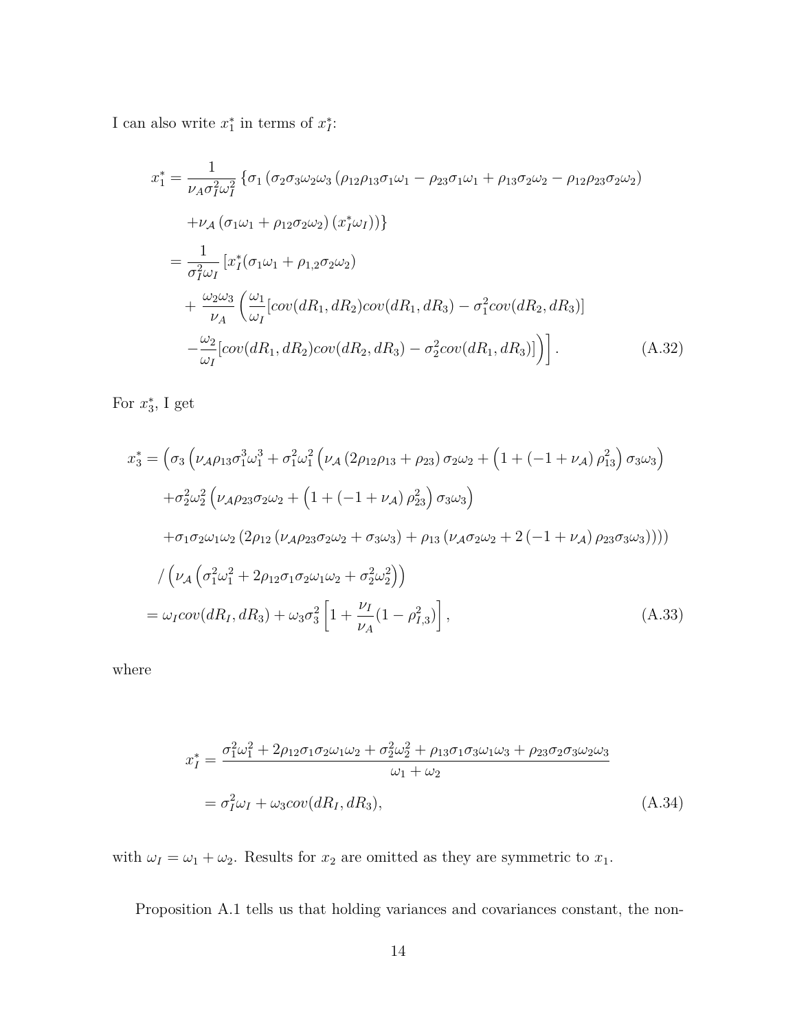I can also write $x_1^*$ in terms of $x_I^*$:

$$
\begin{aligned}
x_1^* &= \frac{1}{\nu_A \sigma_I^2 \omega_I^2} \left\{ \sigma_1 \left( \sigma_2 \sigma_3 \omega_2 \omega_3 \left( \rho_{12} \rho_{13} \sigma_1 \omega_1 - \rho_{23} \sigma_1 \omega_1 + \rho_{13} \sigma_2 \omega_2 - \rho_{12} \rho_{23} \sigma_2 \omega_2 \right) \right. \right. \\
&\quad \left. \left. + \nu_{\mathcal{A}} \left( \sigma_1 \omega_1 + \rho_{12} \sigma_2 \omega_2 \right) \left( x_I^* \omega_I \right) \right) \right\} \\
&= \frac{1}{\sigma_I^2 \omega_I} \left[ x_I^* (\sigma_1 \omega_1 + \rho_{1,2} \sigma_2 \omega_2) \right. \\
&\quad + \frac{\omega_2 \omega_3}{\nu_A} \left( \frac{\omega_1}{\omega_I} [cov(dR_1, dR_2) cov(dR_1, dR_3) - \sigma_1^2 cov(dR_2, dR_3)] \right. \\
&\quad \left. \left. - \frac{\omega_2}{\omega_I} [cov(dR_1, dR_2) cov(dR_2, dR_3) - \sigma_2^2 cov(dR_1, dR_3)] \right) \right]. \qquad \text{(A.32)}
\end{aligned}
$$

For $x_3^*$, I get

$$
\begin{aligned}
x_3^* &= \Big( \sigma_3 \Big( \nu_{\mathcal{A}} \rho_{13} \sigma_1^3 \omega_1^3 + \sigma_1^2 \omega_1^2 \Big( \nu_{\mathcal{A}} \left( 2 \rho_{12} \rho_{13} + \rho_{23} \right) \sigma_2 \omega_2 + \Big( 1 + \left( -1 + \nu_{\mathcal{A}} \right) \rho_{13}^2 \Big) \sigma_3 \omega_3 \Big) \\
&\quad + \sigma_2^2 \omega_2^2 \Big( \nu_{\mathcal{A}} \rho_{23} \sigma_2 \omega_2 + \Big( 1 + \left( -1 + \nu_{\mathcal{A}} \right) \rho_{23}^2 \Big) \sigma_3 \omega_3 \Big) \\
&\quad + \sigma_1 \sigma_2 \omega_1 \omega_2 \left( 2 \rho_{12} \left( \nu_{\mathcal{A}} \rho_{23} \sigma_2 \omega_2 + \sigma_3 \omega_3 \right) + \rho_{13} \left( \nu_{\mathcal{A}} \sigma_2 \omega_2 + 2 \left( -1 + \nu_{\mathcal{A}} \right) \rho_{23} \sigma_3 \omega_3 \right) \right) \Big) \Big) \\
&\quad \Big/ \Big( \nu_{\mathcal{A}} \Big( \sigma_1^2 \omega_1^2 + 2 \rho_{12} \sigma_1 \sigma_2 \omega_1 \omega_2 + \sigma_2^2 \omega_2^2 \Big) \Big) \\
&= \omega_I cov(dR_I, dR_3) + \omega_3 \sigma_3^2 \left[ 1 + \frac{\nu_I}{\nu_A} (1 - \rho_{I,3}^2) \right], \qquad \text{(A.33)}
\end{aligned}
$$

where

$$
\begin{aligned}
x_I^* &= \frac{\sigma_1^2 \omega_1^2 + 2 \rho_{12} \sigma_1 \sigma_2 \omega_1 \omega_2 + \sigma_2^2 \omega_2^2 + \rho_{13} \sigma_1 \sigma_3 \omega_1 \omega_3 + \rho_{23} \sigma_2 \sigma_3 \omega_2 \omega_3}{\omega_1 + \omega_2} \\
&= \sigma_I^2 \omega_I + \omega_3 cov(dR_I, dR_3), \qquad \text{(A.34)}
\end{aligned}
$$

with $\omega_I = \omega_1 + \omega_2$. Results for $x_2$ are omitted as they are symmetric to $x_1$.

Proposition A.1 tells us that holding variances and covariances constant, the non-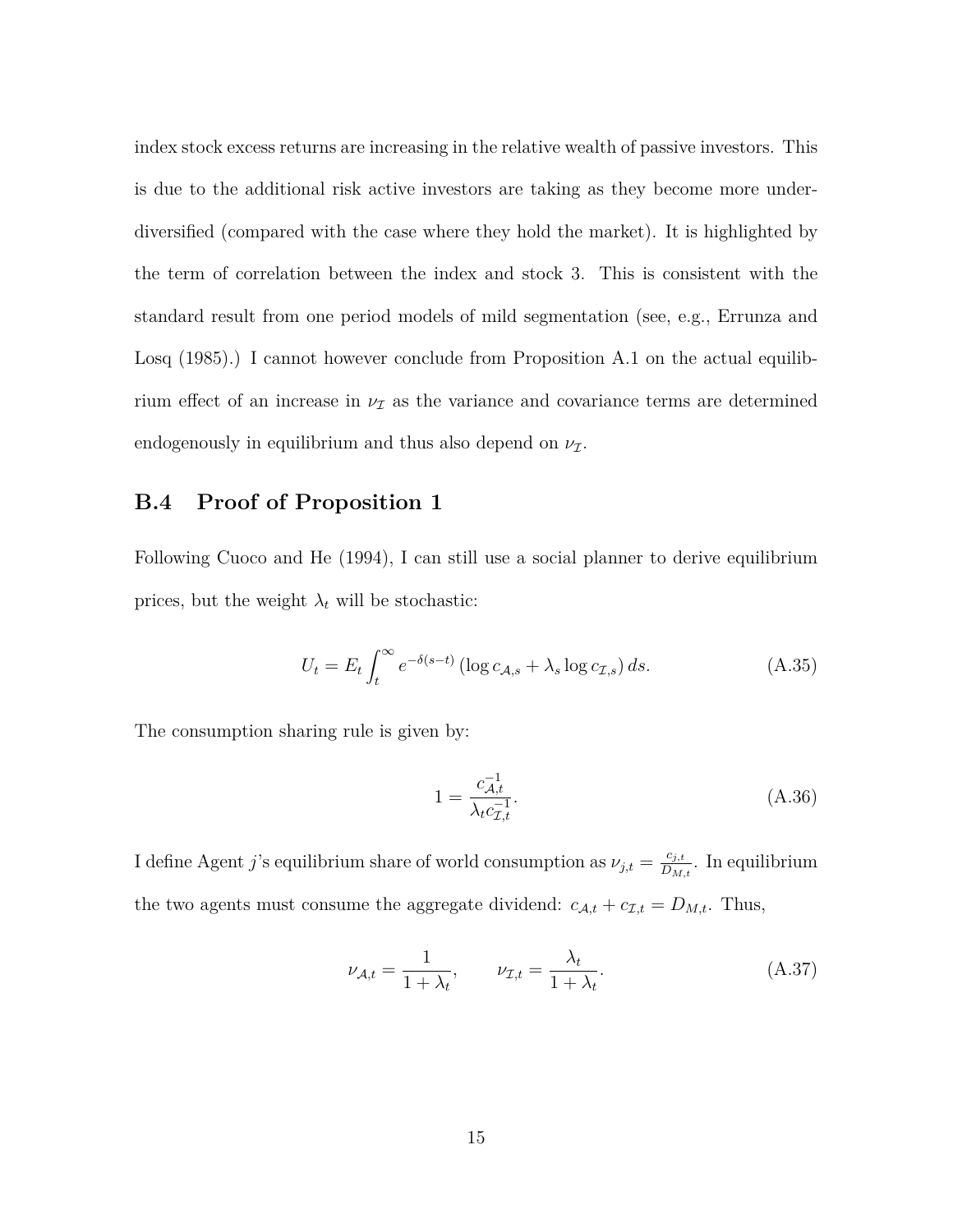index stock excess returns are increasing in the relative wealth of passive investors. This is due to the additional risk active investors are taking as they become more under-diversified (compared with the case where they hold the market). It is highlighted by the term of correlation between the index and stock 3. This is consistent with the standard result from one period models of mild segmentation (see, e.g., Errunza and Losq (1985).) I cannot however conclude from Proposition A.1 on the actual equilibrium effect of an increase in $\nu_{\mathcal{I}}$ as the variance and covariance terms are determined endogenously in equilibrium and thus also depend on $\nu_{\mathcal{I}}$.

## B.4 Proof of Proposition 1

Following Cuoco and He (1994), I can still use a social planner to derive equilibrium prices, but the weight $\lambda_t$ will be stochastic:

$$U_t = E_t \int_t^\infty e^{-\delta(s-t)} \left(\log c_{\mathcal{A},s} + \lambda_s \log c_{\mathcal{I},s}\right) ds. \tag{A.35}$$

The consumption sharing rule is given by:

$$1 = \frac{c_{\mathcal{A},t}^{-1}}{\lambda_t c_{\mathcal{I},t}^{-1}}. \tag{A.36}$$

I define Agent $j$'s equilibrium share of world consumption as $\nu_{j,t} = \frac{c_{j,t}}{D_{M,t}}$. In equilibrium the two agents must consume the aggregate dividend: $c_{\mathcal{A},t} + c_{\mathcal{I},t} = D_{M,t}$. Thus,

$$\nu_{\mathcal{A},t} = \frac{1}{1+\lambda_t}, \qquad \nu_{\mathcal{I},t} = \frac{\lambda_t}{1+\lambda_t}. \tag{A.37}$$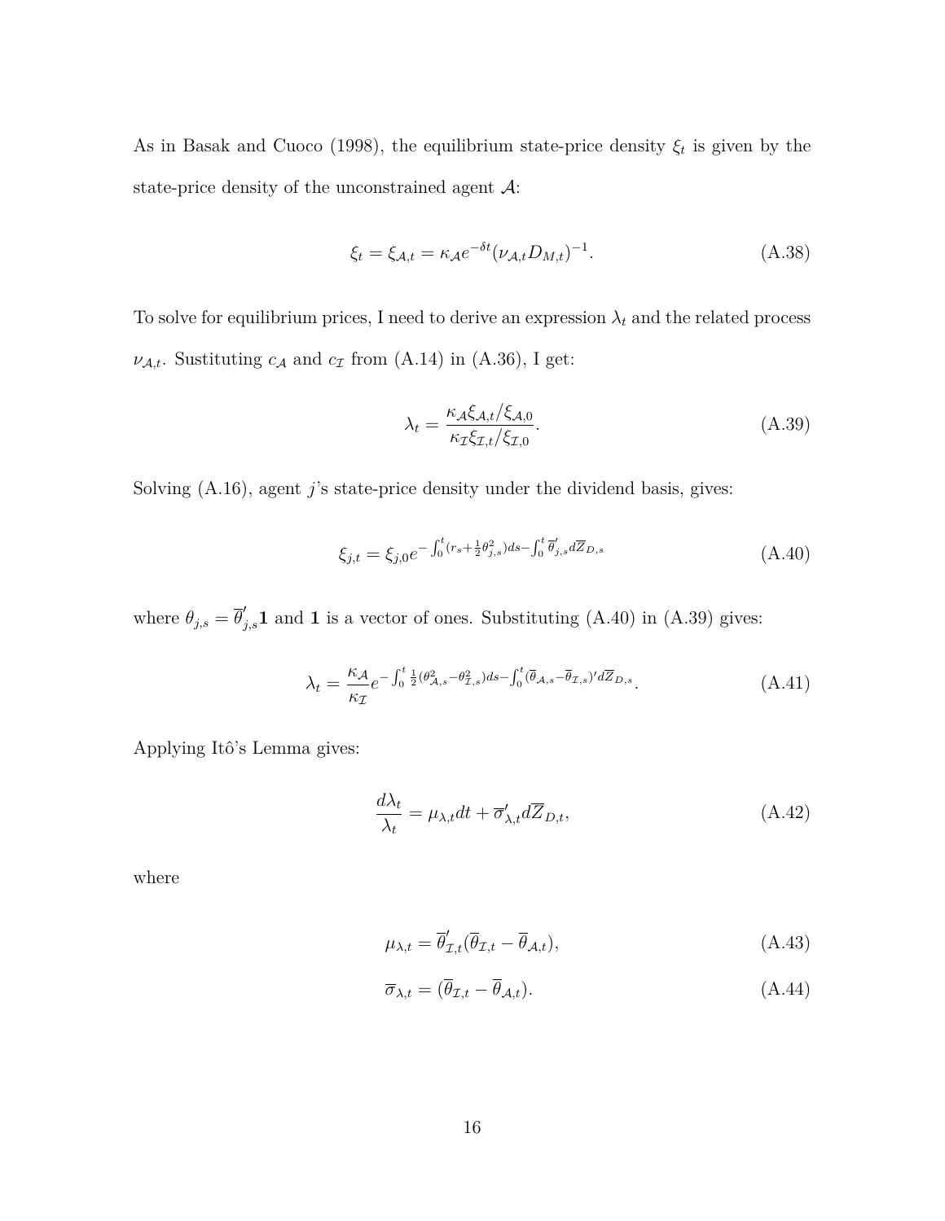As in Basak and Cuoco (1998), the equilibrium state-price density $\xi_t$ is given by the state-price density of the unconstrained agent $\mathcal{A}$:

$$\xi_t = \xi_{\mathcal{A},t} = \kappa_{\mathcal{A}} e^{-\delta t} (\nu_{\mathcal{A},t} D_{M,t})^{-1}. \tag{A.38}$$

To solve for equilibrium prices, I need to derive an expression $\lambda_t$ and the related process $\nu_{\mathcal{A},t}$. Sustituting $c_{\mathcal{A}}$ and $c_{\mathcal{I}}$ from (A.14) in (A.36), I get:

$$\lambda_t = \frac{\kappa_{\mathcal{A}} \xi_{\mathcal{A},t}/\xi_{\mathcal{A},0}}{\kappa_{\mathcal{I}} \xi_{\mathcal{I},t}/\xi_{\mathcal{I},0}}. \tag{A.39}$$

Solving (A.16), agent $j$'s state-price density under the dividend basis, gives:

$$\xi_{j,t} = \xi_{j,0} e^{-\int_0^t (r_s + \frac{1}{2}\theta_{j,s}^2) ds - \int_0^t \overline{\theta}'_{j,s} d\overline{Z}_{D,s}} \tag{A.40}$$

where $\theta_{j,s} = \overline{\theta}'_{j,s}\mathbf{1}$ and $\mathbf{1}$ is a vector of ones. Substituting (A.40) in (A.39) gives:

$$\lambda_t = \frac{\kappa_{\mathcal{A}}}{\kappa_{\mathcal{I}}} e^{-\int_0^t \frac{1}{2}(\theta_{\mathcal{A},s}^2 - \theta_{\mathcal{I},s}^2) ds - \int_0^t (\overline{\theta}_{\mathcal{A},s} - \overline{\theta}_{\mathcal{I},s})' d\overline{Z}_{D,s}}. \tag{A.41}$$

Applying Itô's Lemma gives:

$$\frac{d\lambda_t}{\lambda_t} = \mu_{\lambda,t} dt + \overline{\sigma}'_{\lambda,t} d\overline{Z}_{D,t}, \tag{A.42}$$

where

$$\mu_{\lambda,t} = \overline{\theta}'_{\mathcal{I},t}(\overline{\theta}_{\mathcal{I},t} - \overline{\theta}_{\mathcal{A},t}), \tag{A.43}$$

$$\overline{\sigma}_{\lambda,t} = (\overline{\theta}_{\mathcal{I},t} - \overline{\theta}_{\mathcal{A},t}). \tag{A.44}$$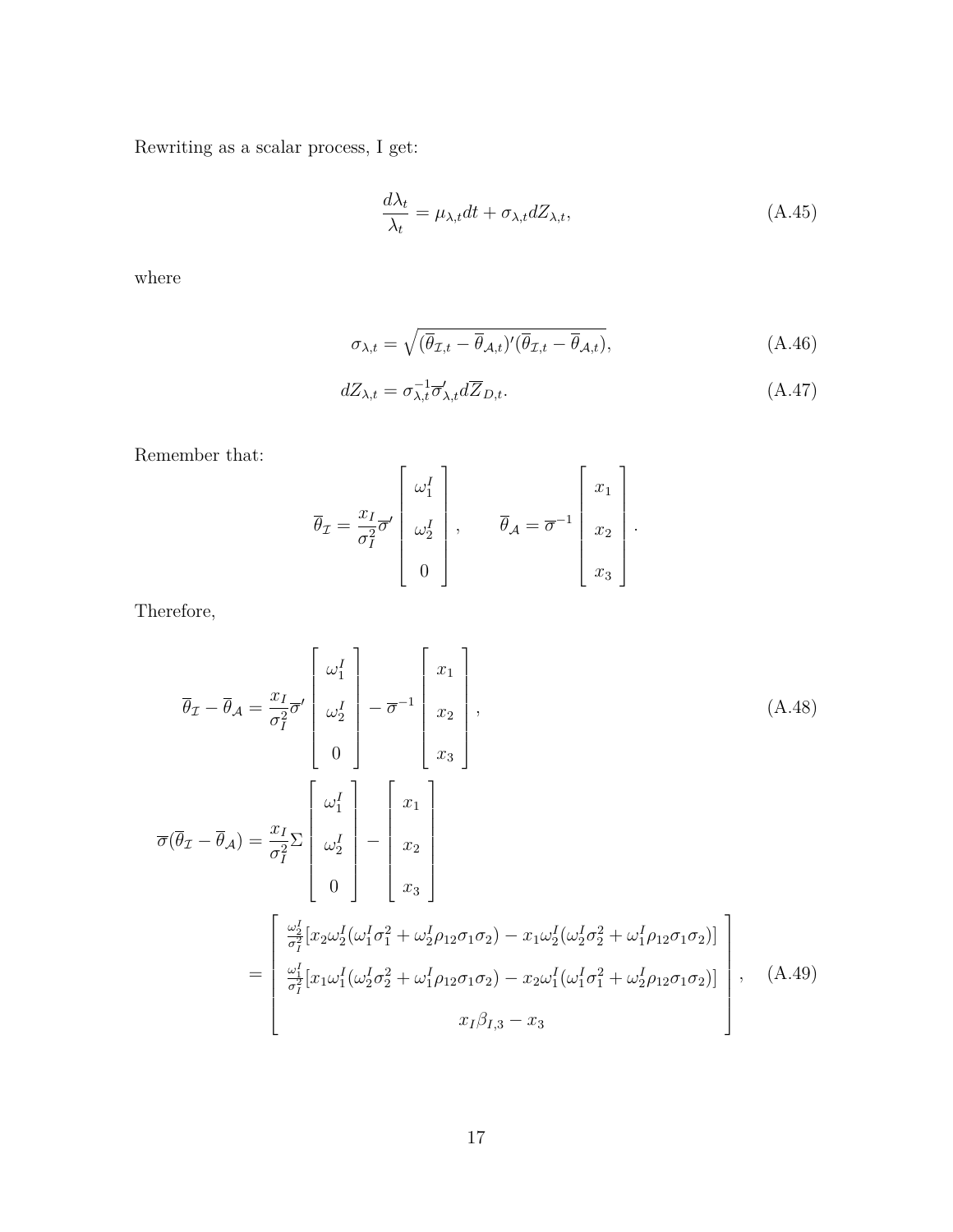Rewriting as a scalar process, I get:

$$\frac{d\lambda_t}{\lambda_t} = \mu_{\lambda,t}dt + \sigma_{\lambda,t}dZ_{\lambda,t}, \tag{A.45}$$

where

$$\sigma_{\lambda,t} = \sqrt{(\overline{\theta}_{\mathcal{I},t} - \overline{\theta}_{\mathcal{A},t})'(\overline{\theta}_{\mathcal{I},t} - \overline{\theta}_{\mathcal{A},t})}, \tag{A.46}$$

$$dZ_{\lambda,t} = \sigma_{\lambda,t}^{-1}\overline{\sigma}_{\lambda,t}' d\overline{Z}_{D,t}. \tag{A.47}$$

Remember that:

$$\overline{\theta}_{\mathcal{I}} = \frac{x_I}{\sigma_I^2}\overline{\sigma}' \begin{bmatrix} \omega_1^I \\ \omega_2^I \\ 0 \end{bmatrix}, \qquad \overline{\theta}_{\mathcal{A}} = \overline{\sigma}^{-1} \begin{bmatrix} x_1 \\ x_2 \\ x_3 \end{bmatrix}.$$

Therefore,

$$\overline{\theta}_{\mathcal{I}} - \overline{\theta}_{\mathcal{A}} = \frac{x_I}{\sigma_I^2}\overline{\sigma}' \begin{bmatrix} \omega_1^I \\ \omega_2^I \\ 0 \end{bmatrix} - \overline{\sigma}^{-1} \begin{bmatrix} x_1 \\ x_2 \\ x_3 \end{bmatrix}, \tag{A.48}$$

$$\begin{aligned} \overline{\sigma}(\overline{\theta}_{\mathcal{I}} - \overline{\theta}_{\mathcal{A}}) &= \frac{x_I}{\sigma_I^2}\Sigma \begin{bmatrix} \omega_1^I \\ \omega_2^I \\ 0 \end{bmatrix} - \begin{bmatrix} x_1 \\ x_2 \\ x_3 \end{bmatrix} \\ &= \begin{bmatrix} \frac{\omega_2^I}{\sigma_I^2}[x_2\omega_2^I(\omega_1^I\sigma_1^2 + \omega_2^I\rho_{12}\sigma_1\sigma_2) - x_1\omega_2^I(\omega_2^I\sigma_2^2 + \omega_1^I\rho_{12}\sigma_1\sigma_2)] \\ \frac{\omega_1^I}{\sigma_I^2}[x_1\omega_1^I(\omega_2^I\sigma_2^2 + \omega_1^I\rho_{12}\sigma_1\sigma_2) - x_2\omega_1^I(\omega_1^I\sigma_1^2 + \omega_2^I\rho_{12}\sigma_1\sigma_2)] \\ x_I\beta_{I,3} - x_3 \end{bmatrix}, \end{aligned} \tag{A.49}$$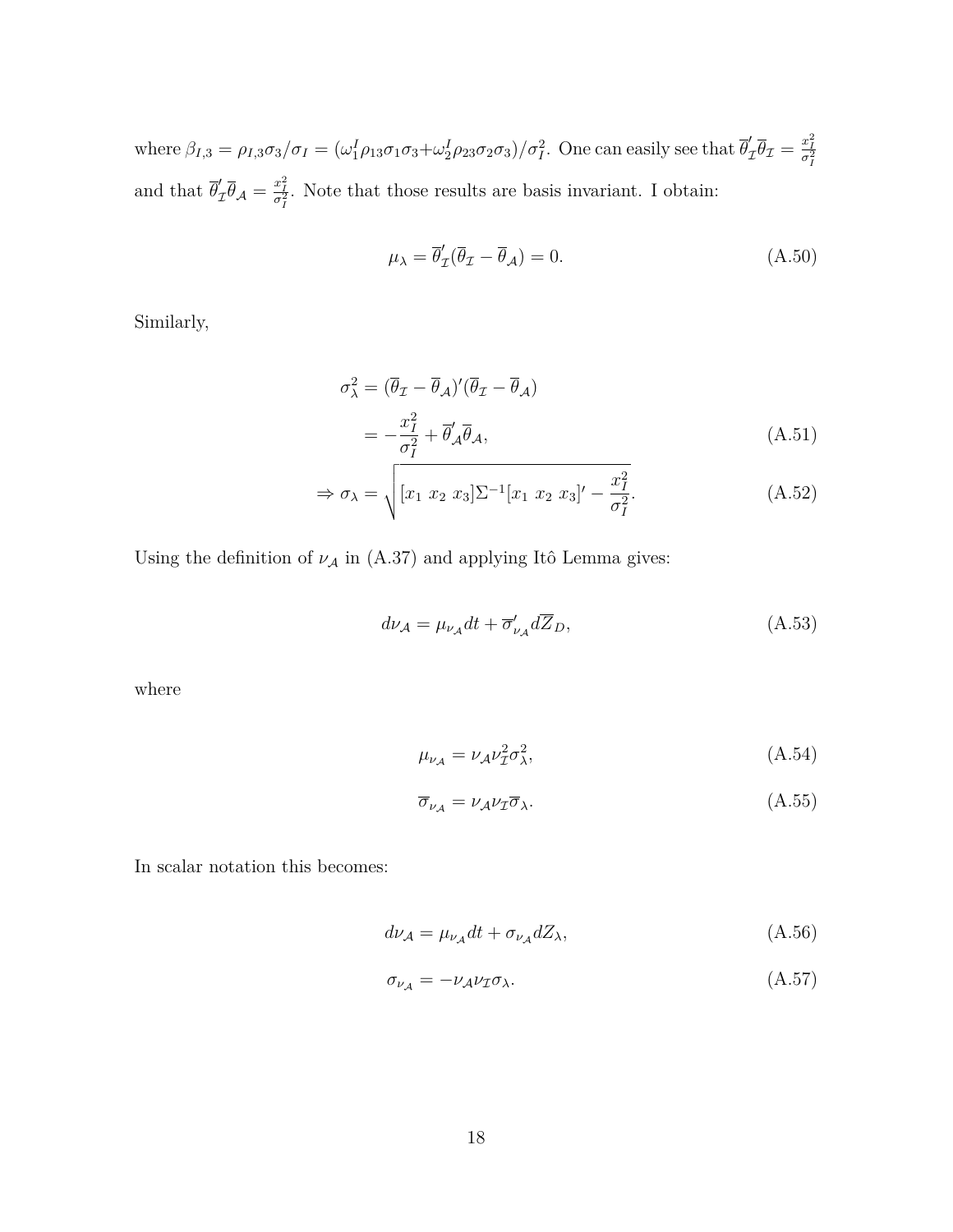where $\beta_{I,3} = \rho_{I,3}\sigma_3/\sigma_I = (\omega_1^I \rho_{13}\sigma_1\sigma_3 + \omega_2^I \rho_{23}\sigma_2\sigma_3)/\sigma_I^2$. One can easily see that $\overline{\theta}_{\mathcal{I}}' \overline{\theta}_{\mathcal{I}} = \frac{x_I^2}{\sigma_I^2}$ and that $\overline{\theta}_{\mathcal{I}}' \overline{\theta}_{\mathcal{A}} = \frac{x_I^2}{\sigma_I^2}$. Note that those results are basis invariant. I obtain:

$$\mu_\lambda = \overline{\theta}_{\mathcal{I}}'(\overline{\theta}_{\mathcal{I}} - \overline{\theta}_{\mathcal{A}}) = 0. \tag{A.50}$$

Similarly,

$$\begin{aligned}
\sigma_\lambda^2 &= (\overline{\theta}_{\mathcal{I}} - \overline{\theta}_{\mathcal{A}})'(\overline{\theta}_{\mathcal{I}} - \overline{\theta}_{\mathcal{A}}) \\
&= -\frac{x_I^2}{\sigma_I^2} + \overline{\theta}_{\mathcal{A}}' \overline{\theta}_{\mathcal{A}}, \qquad (A.51) \\
\Rightarrow \sigma_\lambda &= \sqrt{[x_1 \ x_2 \ x_3]\Sigma^{-1}[x_1 \ x_2 \ x_3]' - \frac{x_I^2}{\sigma_I^2}}. \qquad (A.52)
\end{aligned}$$

Using the definition of $\nu_{\mathcal{A}}$ in (A.37) and applying Itô Lemma gives:

$$d\nu_{\mathcal{A}} = \mu_{\nu_{\mathcal{A}}} dt + \overline{\sigma}_{\nu_{\mathcal{A}}}' d\overline{Z}_D, \tag{A.53}$$

where

$$\mu_{\nu_{\mathcal{A}}} = \nu_{\mathcal{A}} \nu_{\mathcal{I}}^2 \sigma_\lambda^2, \tag{A.54}$$

$$\overline{\sigma}_{\nu_{\mathcal{A}}} = \nu_{\mathcal{A}} \nu_{\mathcal{I}} \overline{\sigma}_\lambda. \tag{A.55}$$

In scalar notation this becomes:

$$d\nu_{\mathcal{A}} = \mu_{\nu_{\mathcal{A}}} dt + \sigma_{\nu_{\mathcal{A}}} dZ_\lambda, \tag{A.56}$$

$$\sigma_{\nu_{\mathcal{A}}} = -\nu_{\mathcal{A}} \nu_{\mathcal{I}} \sigma_\lambda. \tag{A.57}$$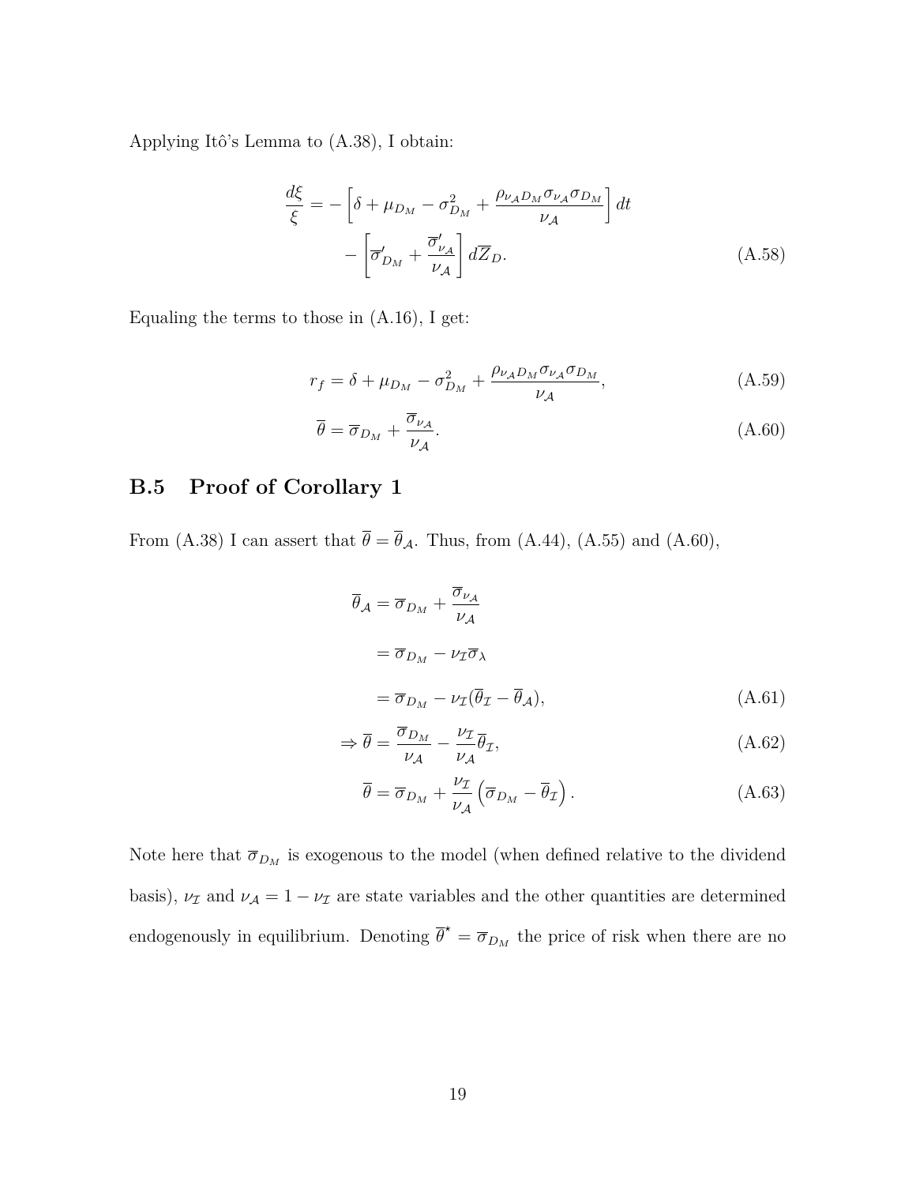Applying Itô's Lemma to (A.38), I obtain:

$$
\begin{aligned}
\frac{d\xi}{\xi} = &- \left[ \delta + \mu_{D_M} - \sigma_{D_M}^2 + \frac{\rho_{\nu_{\mathcal{A}} D_M} \sigma_{\nu_{\mathcal{A}}} \sigma_{D_M}}{\nu_{\mathcal{A}}} \right] dt \\
&- \left[ \overline{\sigma}'_{D_M} + \frac{\overline{\sigma}'_{\nu_{\mathcal{A}}}}{\nu_{\mathcal{A}}} \right] d\overline{Z}_D.
\end{aligned}
\tag{A.58}
$$

Equaling the terms to those in (A.16), I get:

$$
r_f = \delta + \mu_{D_M} - \sigma_{D_M}^2 + \frac{\rho_{\nu_{\mathcal{A}} D_M} \sigma_{\nu_{\mathcal{A}}} \sigma_{D_M}}{\nu_{\mathcal{A}}}, \tag{A.59}
$$

$$
\overline{\theta} = \overline{\sigma}_{D_M} + \frac{\overline{\sigma}_{\nu_{\mathcal{A}}}}{\nu_{\mathcal{A}}}. \tag{A.60}
$$

## B.5 Proof of Corollary 1

From (A.38) I can assert that $\overline{\theta} = \overline{\theta}_{\mathcal{A}}$. Thus, from (A.44), (A.55) and (A.60),

$$
\begin{aligned}
\overline{\theta}_{\mathcal{A}} &= \overline{\sigma}_{D_M} + \frac{\overline{\sigma}_{\nu_{\mathcal{A}}}}{\nu_{\mathcal{A}}} \\
&= \overline{\sigma}_{D_M} - \nu_{\mathcal{I}} \overline{\sigma}_{\lambda} \\
&= \overline{\sigma}_{D_M} - \nu_{\mathcal{I}} (\overline{\theta}_{\mathcal{I}} - \overline{\theta}_{\mathcal{A}}),
\end{aligned}
\tag{A.61}
$$

$$
\Rightarrow \overline{\theta} = \frac{\overline{\sigma}_{D_M}}{\nu_{\mathcal{A}}} - \frac{\nu_{\mathcal{I}}}{\nu_{\mathcal{A}}} \overline{\theta}_{\mathcal{I}}, \tag{A.62}
$$

$$
\overline{\theta} = \overline{\sigma}_{D_M} + \frac{\nu_{\mathcal{I}}}{\nu_{\mathcal{A}}} \left( \overline{\sigma}_{D_M} - \overline{\theta}_{\mathcal{I}} \right). \tag{A.63}
$$

Note here that $\overline{\sigma}_{D_M}$ is exogenous to the model (when defined relative to the dividend basis), $\nu_{\mathcal{I}}$ and $\nu_{\mathcal{A}} = 1 - \nu_{\mathcal{I}}$ are state variables and the other quantities are determined endogenously in equilibrium. Denoting $\overline{\theta}^{\star} = \overline{\sigma}_{D_M}$ the price of risk when there are no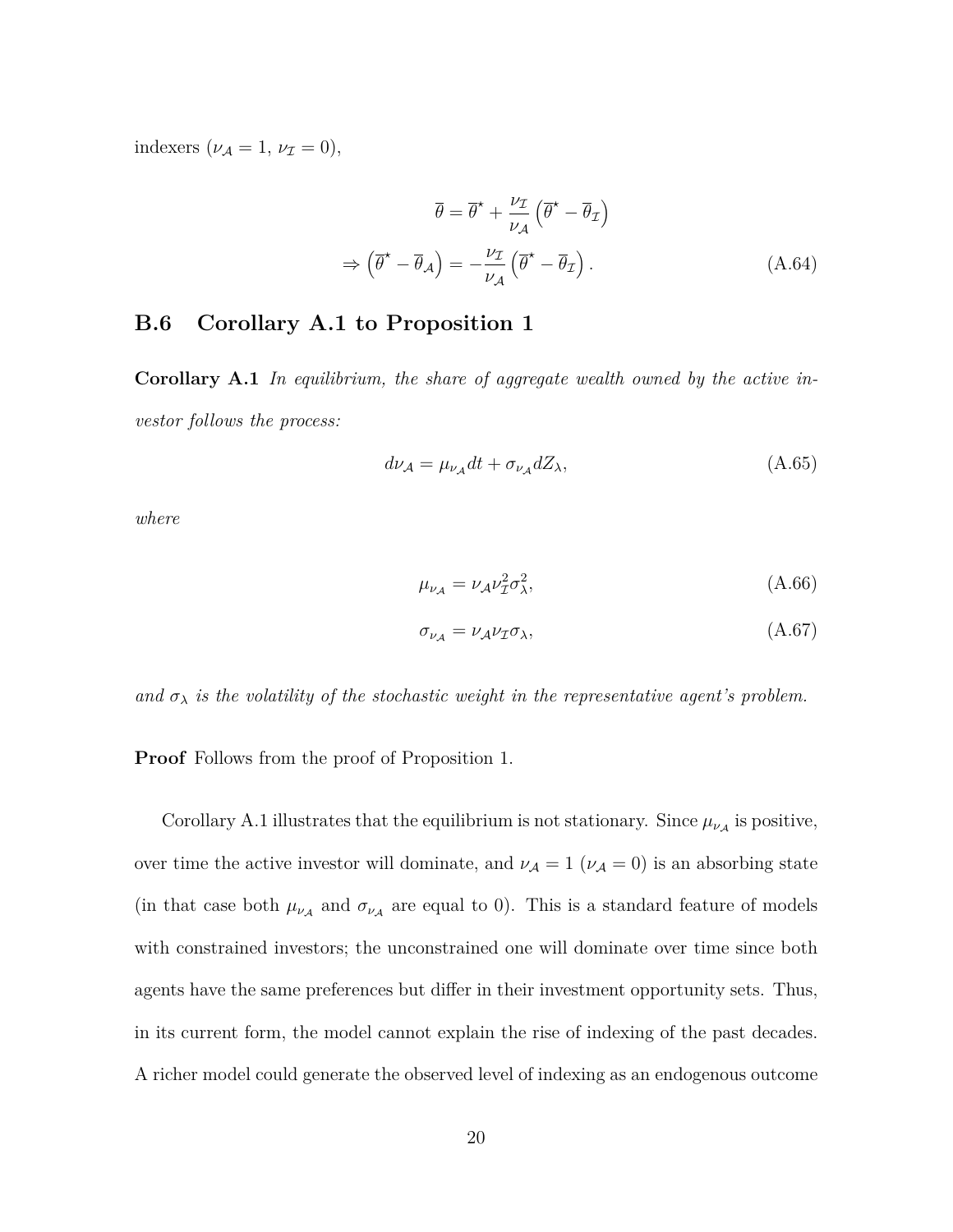indexers ($\nu_{\mathcal{A}} = 1$, $\nu_{\mathcal{I}} = 0$),

$$
\begin{aligned}
\overline{\theta} &= \overline{\theta}^{\star} + \frac{\nu_{\mathcal{I}}}{\nu_{\mathcal{A}}} \left( \overline{\theta}^{\star} - \overline{\theta}_{\mathcal{I}} \right) \\
\Rightarrow \left( \overline{\theta}^{\star} - \overline{\theta}_{\mathcal{A}} \right) &= -\frac{\nu_{\mathcal{I}}}{\nu_{\mathcal{A}}} \left( \overline{\theta}^{\star} - \overline{\theta}_{\mathcal{I}} \right).
\end{aligned}
\tag{A.64}
$$

## B.6 Corollary A.1 to Proposition 1

**Corollary A.1** *In equilibrium, the share of aggregate wealth owned by the active investor follows the process:*

$$
d\nu_{\mathcal{A}} = \mu_{\nu_{\mathcal{A}}} dt + \sigma_{\nu_{\mathcal{A}}} dZ_{\lambda}, \tag{A.65}
$$

*where*

$$
\mu_{\nu_{\mathcal{A}}} = \nu_{\mathcal{A}} \nu_{\mathcal{I}}^2 \sigma_{\lambda}^2, \tag{A.66}
$$

$$
\sigma_{\nu_{\mathcal{A}}} = \nu_{\mathcal{A}} \nu_{\mathcal{I}} \sigma_{\lambda}, \tag{A.67}
$$

*and $\sigma_{\lambda}$ is the volatility of the stochastic weight in the representative agent's problem.*

**Proof** Follows from the proof of Proposition 1.

Corollary A.1 illustrates that the equilibrium is not stationary. Since $\mu_{\nu_{\mathcal{A}}}$ is positive, over time the active investor will dominate, and $\nu_{\mathcal{A}} = 1$ ($\nu_{\mathcal{A}} = 0$) is an absorbing state (in that case both $\mu_{\nu_{\mathcal{A}}}$ and $\sigma_{\nu_{\mathcal{A}}}$ are equal to 0). This is a standard feature of models with constrained investors; the unconstrained one will dominate over time since both agents have the same preferences but differ in their investment opportunity sets. Thus, in its current form, the model cannot explain the rise of indexing of the past decades. A richer model could generate the observed level of indexing as an endogenous outcome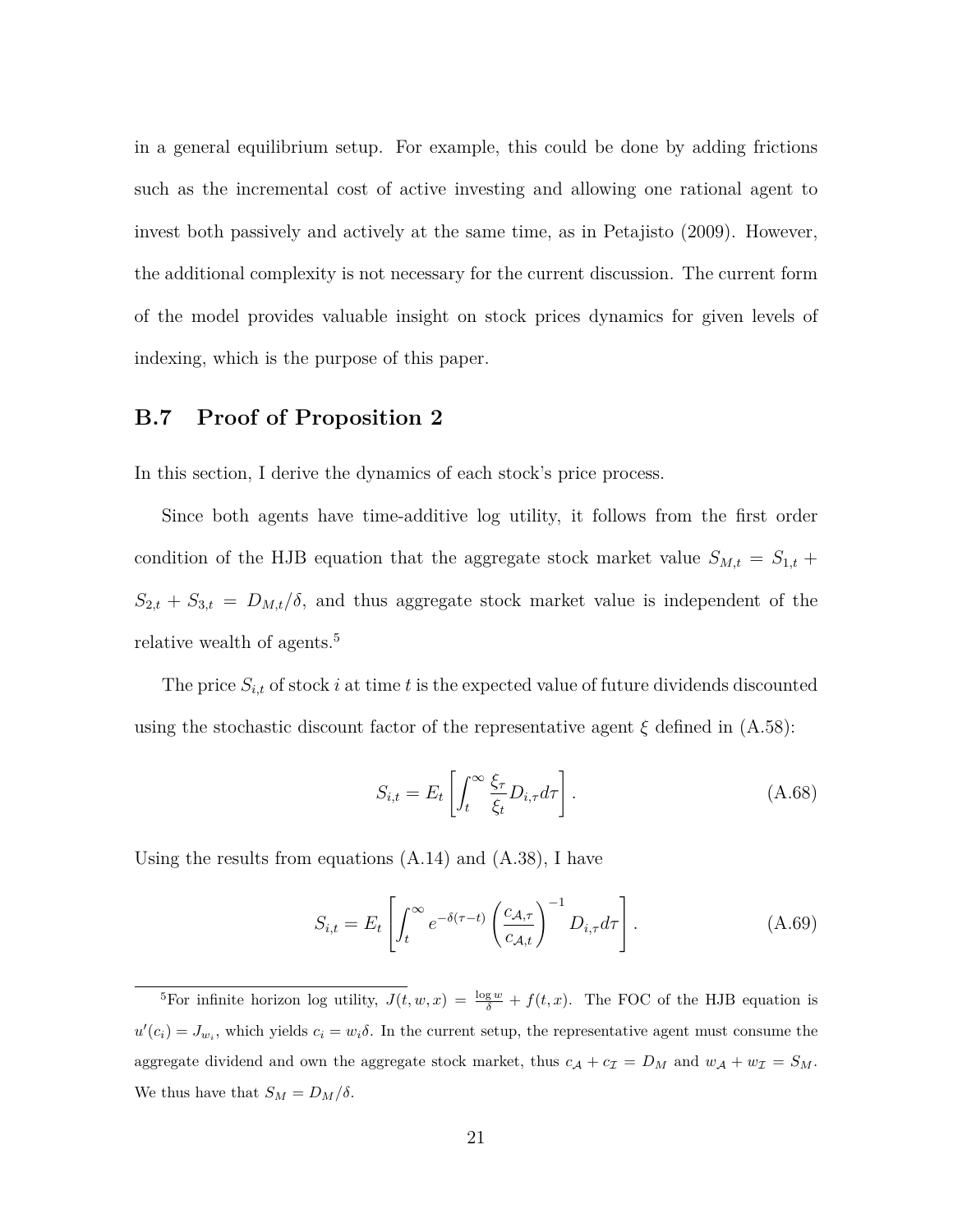in a general equilibrium setup. For example, this could be done by adding frictions such as the incremental cost of active investing and allowing one rational agent to invest both passively and actively at the same time, as in Petajisto (2009). However, the additional complexity is not necessary for the current discussion. The current form of the model provides valuable insight on stock prices dynamics for given levels of indexing, which is the purpose of this paper.

## B.7 Proof of Proposition 2

In this section, I derive the dynamics of each stock's price process.

Since both agents have time-additive log utility, it follows from the first order condition of the HJB equation that the aggregate stock market value $S_{M,t} = S_{1,t} + S_{2,t} + S_{3,t} = D_{M,t}/\delta$, and thus aggregate stock market value is independent of the relative wealth of agents.[5]

The price $S_{i,t}$ of stock $i$ at time $t$ is the expected value of future dividends discounted using the stochastic discount factor of the representative agent $\xi$ defined in (A.58):

$$S_{i,t} = E_t \left[ \int_t^\infty \frac{\xi_\tau}{\xi_t} D_{i,\tau} d\tau \right]. \tag{A.68}$$

Using the results from equations (A.14) and (A.38), I have

$$S_{i,t} = E_t \left[ \int_t^\infty e^{-\delta(\tau - t)} \left( \frac{c_{\mathcal{A},\tau}}{c_{\mathcal{A},t}} \right)^{-1} D_{i,\tau} d\tau \right]. \tag{A.69}$$

[5] For infinite horizon log utility, $J(t, w, x) = \frac{\log w}{\delta} + f(t, x)$. The FOC of the HJB equation is $u'(c_i) = J_{w_i}$, which yields $c_i = w_i \delta$. In the current setup, the representative agent must consume the aggregate dividend and own the aggregate stock market, thus $c_{\mathcal{A}} + c_{\mathcal{I}} = D_M$ and $w_{\mathcal{A}} + w_{\mathcal{I}} = S_M$. We thus have that $S_M = D_M/\delta$.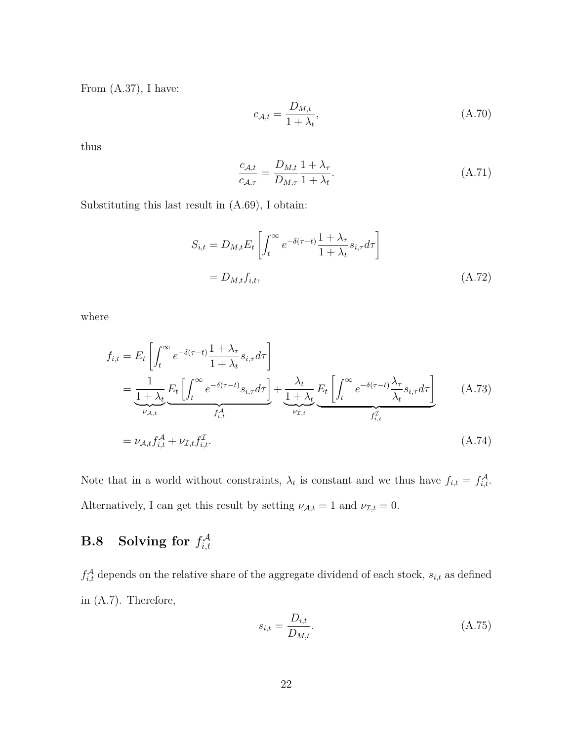From (A.37), I have:

$$c_{\mathcal{A},t} = \frac{D_{M,t}}{1+\lambda_t}, \tag{A.70}$$

thus

$$\frac{c_{\mathcal{A},t}}{c_{\mathcal{A},\tau}} = \frac{D_{M,t}}{D_{M,\tau}}\frac{1+\lambda_\tau}{1+\lambda_t}. \tag{A.71}$$

Substituting this last result in (A.69), I obtain:

$$\begin{aligned} S_{i,t} &= D_{M,t} E_t\left[\int_t^\infty e^{-\delta(\tau-t)}\frac{1+\lambda_\tau}{1+\lambda_t}s_{i,\tau}d\tau\right] \\ &= D_{M,t} f_{i,t}, \end{aligned} \tag{A.72}$$

where

$$\begin{aligned} f_{i,t} &= E_t\left[\int_t^\infty e^{-\delta(\tau-t)}\frac{1+\lambda_\tau}{1+\lambda_t}s_{i,\tau}d\tau\right] \\ &= \underbrace{\frac{1}{1+\lambda_t}}_{\nu_{\mathcal{A},t}}\underbrace{E_t\left[\int_t^\infty e^{-\delta(\tau-t)}s_{i,\tau}d\tau\right]}_{f^{\mathcal{A}}_{i,t}} + \underbrace{\frac{\lambda_t}{1+\lambda_t}}_{\nu_{\mathcal{I},t}}\underbrace{E_t\left[\int_t^\infty e^{-\delta(\tau-t)}\frac{\lambda_\tau}{\lambda_t}s_{i,\tau}d\tau\right]}_{f^{\mathcal{I}}_{i,t}} \qquad (A.73) \\ &= \nu_{\mathcal{A},t}f^{\mathcal{A}}_{i,t} + \nu_{\mathcal{I},t}f^{\mathcal{I}}_{i,t}. \qquad (A.74) \end{aligned}$$

Note that in a world without constraints, $\lambda_t$ is constant and we thus have $f_{i,t} = f^{\mathcal{A}}_{i,t}$. Alternatively, I can get this result by setting $\nu_{\mathcal{A},t} = 1$ and $\nu_{\mathcal{I},t} = 0$.

## B.8 Solving for $f^{\mathcal{A}}_{i,t}$

$f^{\mathcal{A}}_{i,t}$ depends on the relative share of the aggregate dividend of each stock, $s_{i,t}$ as defined in (A.7). Therefore,

$$s_{i,t} = \frac{D_{i,t}}{D_{M,t}}. \tag{A.75}$$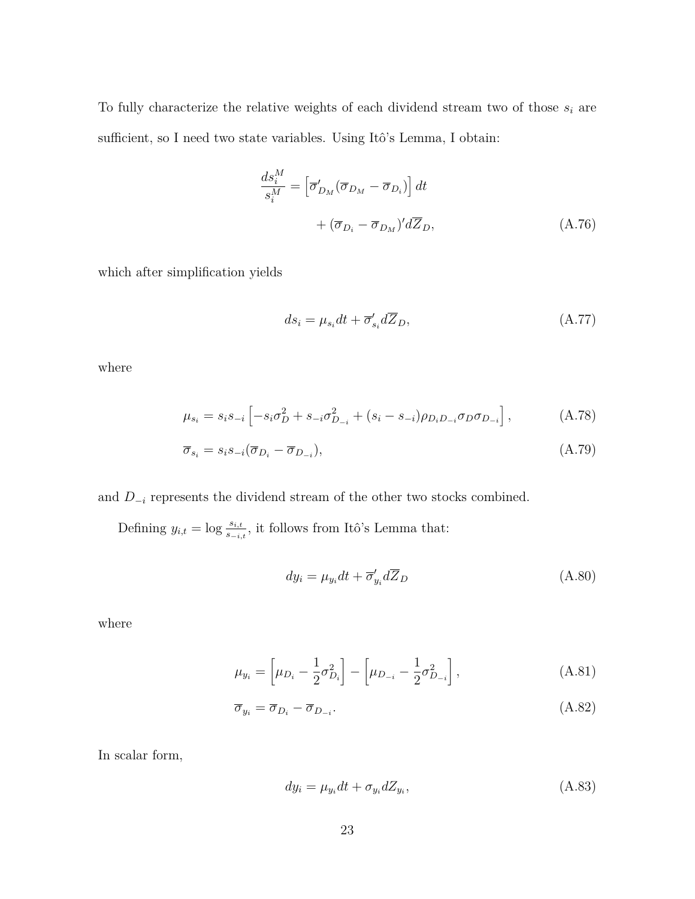To fully characterize the relative weights of each dividend stream two of those $s_i$ are sufficient, so I need two state variables. Using Itô's Lemma, I obtain:

$$\frac{ds_i^M}{s_i^M} = \left[\overline{\sigma}'_{D_M}(\overline{\sigma}_{D_M} - \overline{\sigma}_{D_i})\right] dt + (\overline{\sigma}_{D_i} - \overline{\sigma}_{D_M})' d\overline{Z}_D, \tag{A.76}$$

which after simplification yields

$$ds_i = \mu_{s_i} dt + \overline{\sigma}'_{s_i} d\overline{Z}_D, \tag{A.77}$$

where

$$\mu_{s_i} = s_i s_{-i} \left[ -s_i \sigma_D^2 + s_{-i} \sigma_{D_{-i}}^2 + (s_i - s_{-i}) \rho_{D_i D_{-i}} \sigma_D \sigma_{D_{-i}} \right], \tag{A.78}$$

$$\overline{\sigma}_{s_i} = s_i s_{-i} (\overline{\sigma}_{D_i} - \overline{\sigma}_{D_{-i}}), \tag{A.79}$$

and $D_{-i}$ represents the dividend stream of the other two stocks combined.

Defining $y_{i,t} = \log \frac{s_{i,t}}{s_{-i,t}}$, it follows from Itô's Lemma that:

$$dy_i = \mu_{y_i} dt + \overline{\sigma}'_{y_i} d\overline{Z}_D \tag{A.80}$$

where

$$\mu_{y_i} = \left[ \mu_{D_i} - \frac{1}{2}\sigma_{D_i}^2 \right] - \left[ \mu_{D_{-i}} - \frac{1}{2}\sigma_{D_{-i}}^2 \right], \tag{A.81}$$

$$\overline{\sigma}_{y_i} = \overline{\sigma}_{D_i} - \overline{\sigma}_{D_{-i}}. \tag{A.82}$$

In scalar form,

$$dy_i = \mu_{y_i} dt + \sigma_{y_i} dZ_{y_i}, \tag{A.83}$$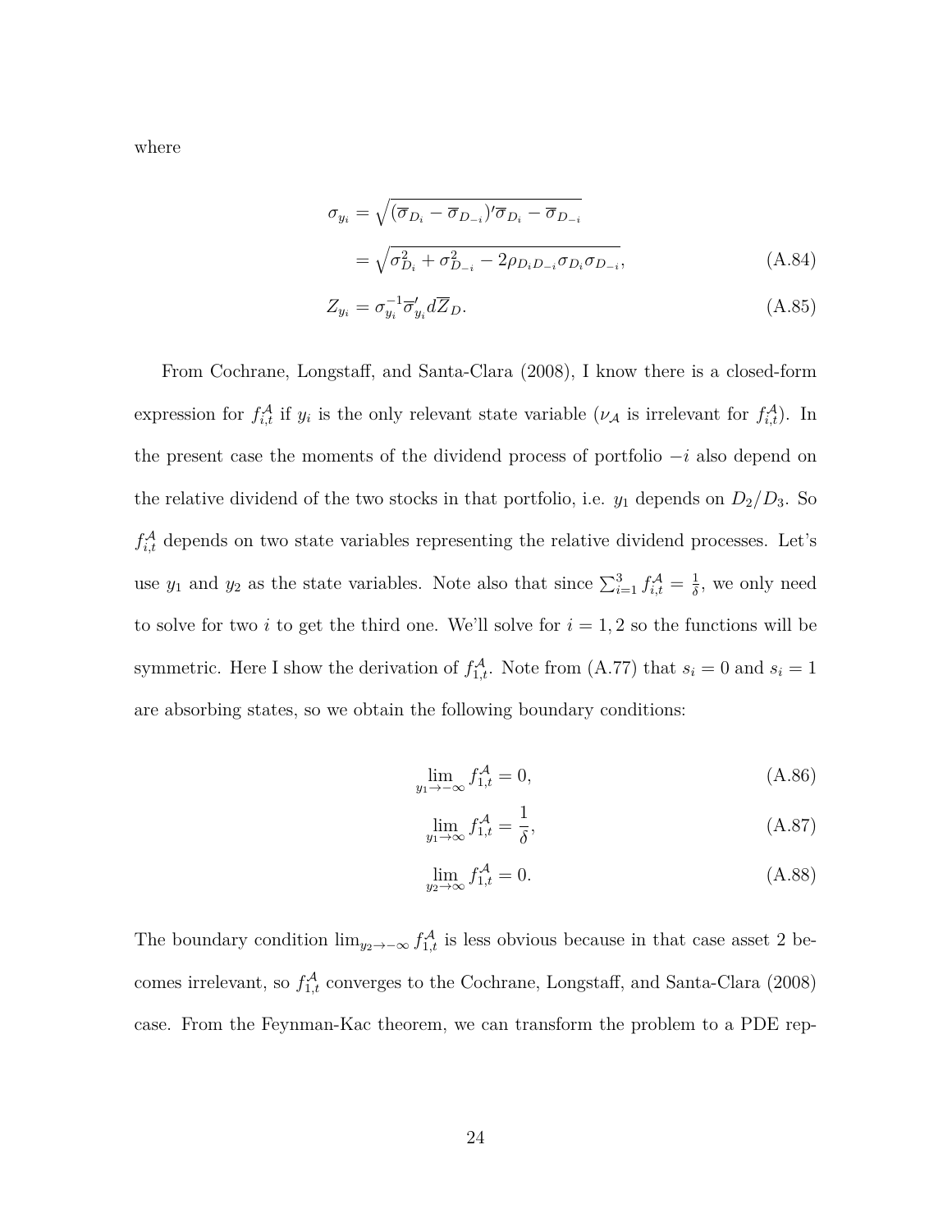where

$$\sigma_{y_i} = \sqrt{(\overline{\sigma}_{D_i} - \overline{\sigma}_{D_{-i}})'\overline{\sigma}_{D_i} - \overline{\sigma}_{D_{-i}}}$$

$$= \sqrt{\sigma^2_{D_i} + \sigma^2_{D_{-i}} - 2\rho_{D_i D_{-i}}\sigma_{D_i}\sigma_{D_{-i}}}, \tag{A.84}$$

$$Z_{y_i} = \sigma^{-1}_{y_i}\overline{\sigma}'_{y_i} d\overline{Z}_D. \tag{A.85}$$

From Cochrane, Longstaff, and Santa-Clara (2008), I know there is a closed-form expression for $f^{\mathcal{A}}_{i,t}$ if $y_i$ is the only relevant state variable ($\nu_{\mathcal{A}}$ is irrelevant for $f^{\mathcal{A}}_{i,t}$). In the present case the moments of the dividend process of portfolio $-i$ also depend on the relative dividend of the two stocks in that portfolio, i.e. $y_1$ depends on $D_2/D_3$. So $f^{\mathcal{A}}_{i,t}$ depends on two state variables representing the relative dividend processes. Let's use $y_1$ and $y_2$ as the state variables. Note also that since $\sum_{i=1}^{3} f^{\mathcal{A}}_{i,t} = \frac{1}{\delta}$, we only need to solve for two $i$ to get the third one. We'll solve for $i = 1, 2$ so the functions will be symmetric. Here I show the derivation of $f^{\mathcal{A}}_{1,t}$. Note from (A.77) that $s_i = 0$ and $s_i = 1$ are absorbing states, so we obtain the following boundary conditions:

$$\lim_{y_1 \to -\infty} f^{\mathcal{A}}_{1,t} = 0, \tag{A.86}$$

$$\lim_{y_1 \to \infty} f^{\mathcal{A}}_{1,t} = \frac{1}{\delta}, \tag{A.87}$$

$$\lim_{y_2 \to \infty} f^{\mathcal{A}}_{1,t} = 0. \tag{A.88}$$

The boundary condition $\lim_{y_2 \to -\infty} f^{\mathcal{A}}_{1,t}$ is less obvious because in that case asset 2 becomes irrelevant, so $f^{\mathcal{A}}_{1,t}$ converges to the Cochrane, Longstaff, and Santa-Clara (2008) case. From the Feynman-Kac theorem, we can transform the problem to a PDE rep-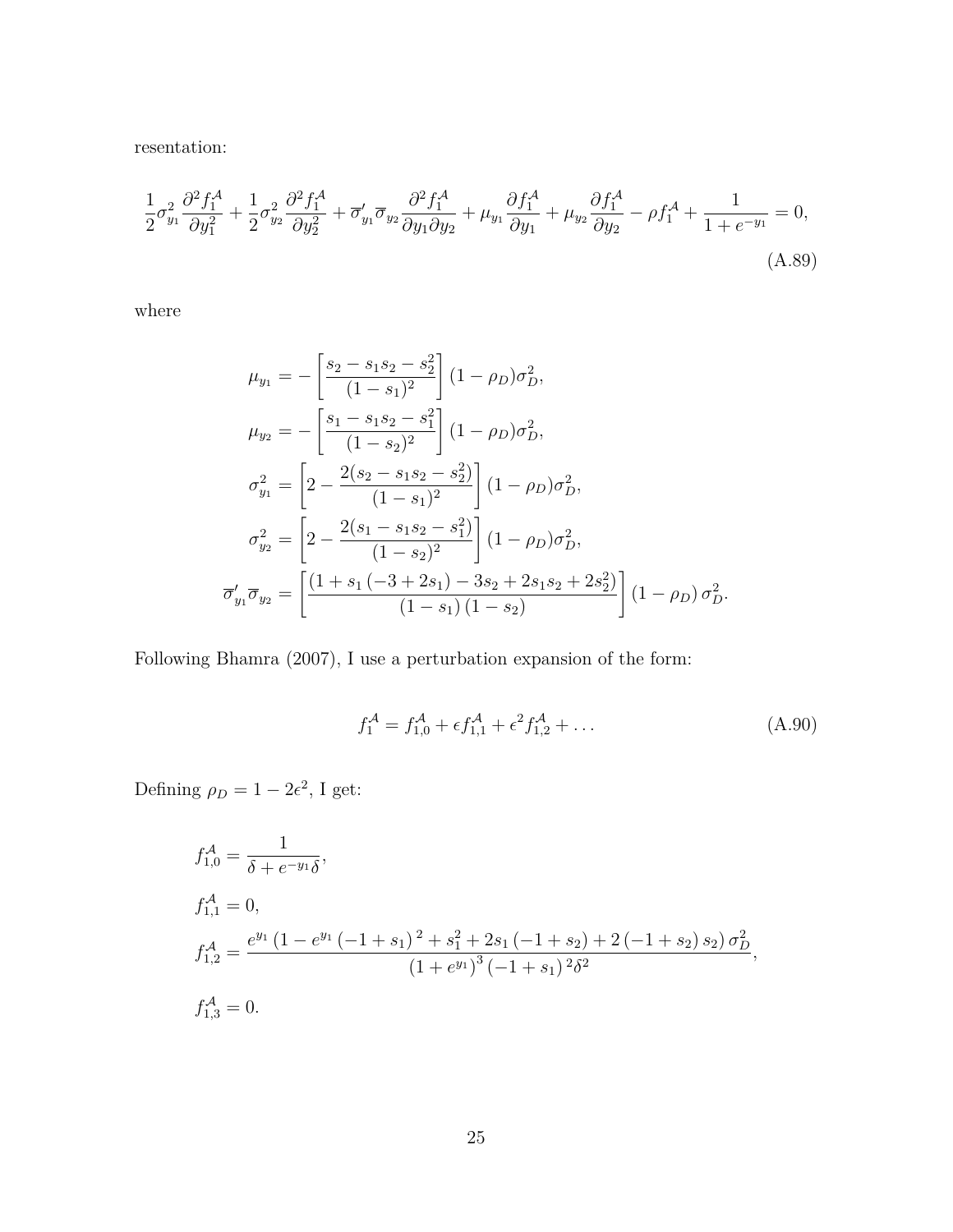resentation:

$$\frac{1}{2}\sigma_{y_1}^2 \frac{\partial^2 f_1^{\mathcal{A}}}{\partial y_1^2} + \frac{1}{2}\sigma_{y_2}^2 \frac{\partial^2 f_1^{\mathcal{A}}}{\partial y_2^2} + \overline{\sigma}_{y_1}' \overline{\sigma}_{y_2} \frac{\partial^2 f_1^{\mathcal{A}}}{\partial y_1 \partial y_2} + \mu_{y_1} \frac{\partial f_1^{\mathcal{A}}}{\partial y_1} + \mu_{y_2} \frac{\partial f_1^{\mathcal{A}}}{\partial y_2} - \rho f_1^{\mathcal{A}} + \frac{1}{1+e^{-y_1}} = 0, \tag{A.89}$$

where

$$\begin{aligned}
\mu_{y_1} &= -\left[\frac{s_2 - s_1 s_2 - s_2^2}{(1-s_1)^2}\right](1-\rho_D)\sigma_D^2, \\
\mu_{y_2} &= -\left[\frac{s_1 - s_1 s_2 - s_1^2}{(1-s_2)^2}\right](1-\rho_D)\sigma_D^2, \\
\sigma_{y_1}^2 &= \left[2 - \frac{2(s_2 - s_1 s_2 - s_2^2)}{(1-s_1)^2}\right](1-\rho_D)\sigma_D^2, \\
\sigma_{y_2}^2 &= \left[2 - \frac{2(s_1 - s_1 s_2 - s_1^2)}{(1-s_2)^2}\right](1-\rho_D)\sigma_D^2, \\
\overline{\sigma}_{y_1}' \overline{\sigma}_{y_2} &= \left[\frac{(1 + s_1(-3+2s_1) - 3s_2 + 2s_1 s_2 + 2s_2^2)}{(1-s_1)(1-s_2)}\right](1-\rho_D)\,\sigma_D^2.
\end{aligned}$$

Following Bhamra (2007), I use a perturbation expansion of the form:

$$f_1^{\mathcal{A}} = f_{1,0}^{\mathcal{A}} + \epsilon f_{1,1}^{\mathcal{A}} + \epsilon^2 f_{1,2}^{\mathcal{A}} + \dots \tag{A.90}$$

Defining $\rho_D = 1 - 2\epsilon^2$, I get:

$$\begin{aligned}
f_{1,0}^{\mathcal{A}} &= \frac{1}{\delta + e^{-y_1}\delta}, \\
f_{1,1}^{\mathcal{A}} &= 0, \\
f_{1,2}^{\mathcal{A}} &= \frac{e^{y_1}\left(1 - e^{y_1}(-1+s_1)^2 + s_1^2 + 2s_1(-1+s_2) + 2(-1+s_2)s_2\right)\sigma_D^2}{(1+e^{y_1})^3(-1+s_1)^2\delta^2}, \\
f_{1,3}^{\mathcal{A}} &= 0.
\end{aligned}$$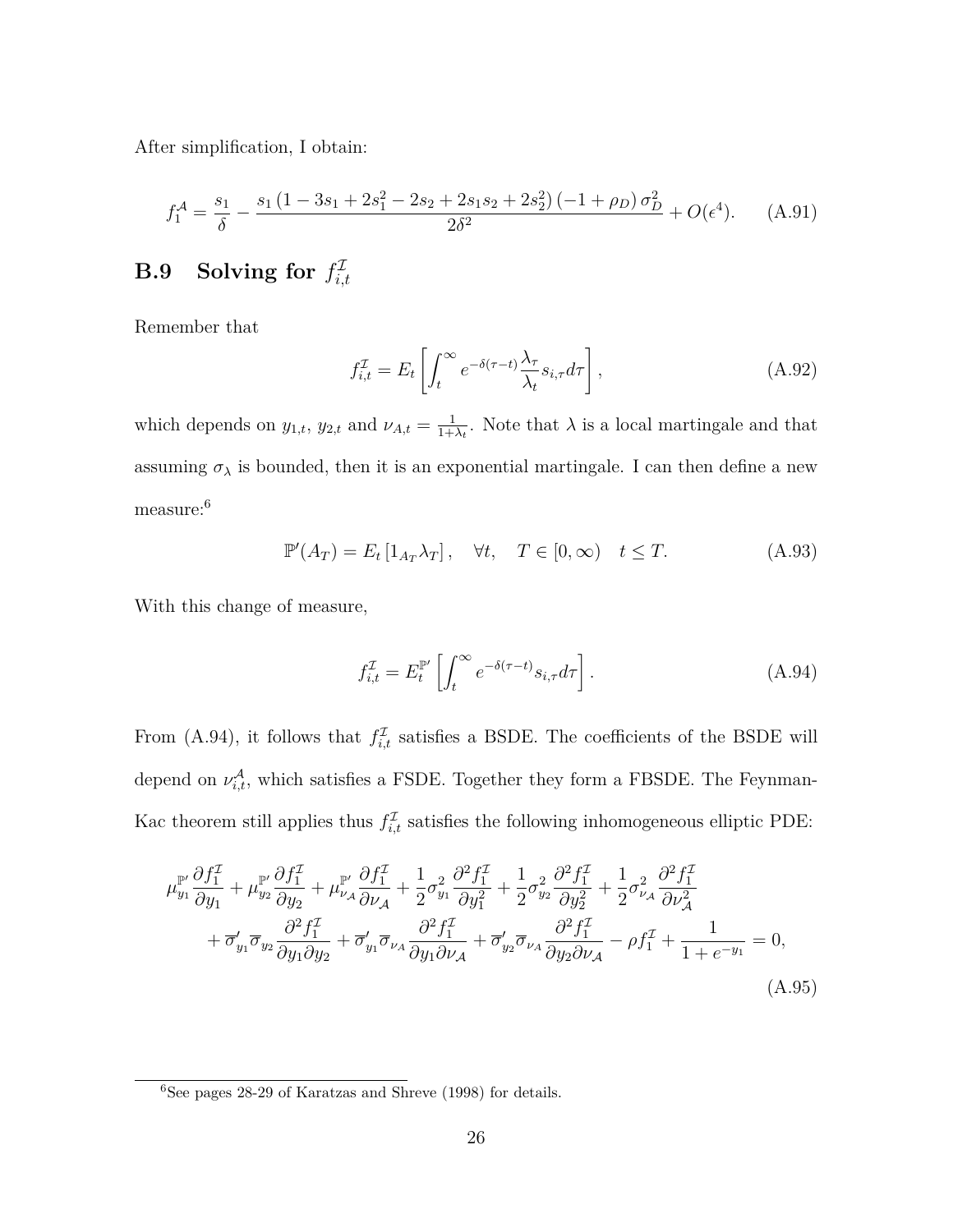After simplification, I obtain:

$$f_1^{\mathcal{A}} = \frac{s_1}{\delta} - \frac{s_1\left(1 - 3s_1 + 2s_1^2 - 2s_2 + 2s_1 s_2 + 2s_2^2\right)\left(-1 + \rho_D\right)\sigma_D^2}{2\delta^2} + O(\epsilon^4). \tag{A.91}$$

## B.9 Solving for $f_{i,t}^{\mathcal{I}}$

Remember that

$$f_{i,t}^{\mathcal{I}} = E_t\left[\int_t^\infty e^{-\delta(\tau - t)}\frac{\lambda_\tau}{\lambda_t}s_{i,\tau}d\tau\right], \tag{A.92}$$

which depends on $y_{1,t}$, $y_{2,t}$ and $\nu_{A,t} = \frac{1}{1+\lambda_t}$. Note that $\lambda$ is a local martingale and that assuming $\sigma_\lambda$ is bounded, then it is an exponential martingale. I can then define a new measure:[6]

$$\mathbb{P}'(A_T) = E_t\left[1_{A_T}\lambda_T\right], \quad \forall t, \quad T \in [0, \infty) \quad t \leq T. \tag{A.93}$$

With this change of measure,

$$f_{i,t}^{\mathcal{I}} = E_t^{\mathbb{P}'}\left[\int_t^\infty e^{-\delta(\tau - t)}s_{i,\tau}d\tau\right]. \tag{A.94}$$

From (A.94), it follows that $f_{i,t}^{\mathcal{I}}$ satisfies a BSDE. The coefficients of the BSDE will depend on $\nu_{i,t}^{\mathcal{A}}$, which satisfies a FSDE. Together they form a FBSDE. The Feynman-Kac theorem still applies thus $f_{i,t}^{\mathcal{I}}$ satisfies the following inhomogeneous elliptic PDE:

$$\begin{aligned}
\mu_{y_1}^{\mathbb{P}'}\frac{\partial f_1^{\mathcal{I}}}{\partial y_1} + \mu_{y_2}^{\mathbb{P}'}\frac{\partial f_1^{\mathcal{I}}}{\partial y_2} + \mu_{\nu_{\mathcal{A}}}^{\mathbb{P}'}\frac{\partial f_1^{\mathcal{I}}}{\partial \nu_{\mathcal{A}}} + \frac{1}{2}\sigma_{y_1}^2\frac{\partial^2 f_1^{\mathcal{I}}}{\partial y_1^2} + \frac{1}{2}\sigma_{y_2}^2\frac{\partial^2 f_1^{\mathcal{I}}}{\partial y_2^2} + \frac{1}{2}\sigma_{\nu_{\mathcal{A}}}^2\frac{\partial^2 f_1^{\mathcal{I}}}{\partial \nu_{\mathcal{A}}^2} \\
+ \overline{\sigma}'_{y_1}\overline{\sigma}_{y_2}\frac{\partial^2 f_1^{\mathcal{I}}}{\partial y_1 \partial y_2} + \overline{\sigma}'_{y_1}\overline{\sigma}_{\nu_{\mathcal{A}}}\frac{\partial^2 f_1^{\mathcal{I}}}{\partial y_1 \partial \nu_{\mathcal{A}}} + \overline{\sigma}'_{y_2}\overline{\sigma}_{\nu_{\mathcal{A}}}\frac{\partial^2 f_1^{\mathcal{I}}}{\partial y_2 \partial \nu_{\mathcal{A}}} - \rho f_1^{\mathcal{I}} + \frac{1}{1 + e^{-y_1}} = 0,
\end{aligned} \tag{A.95}$$

[6] See pages 28-29 of Karatzas and Shreve (1998) for details.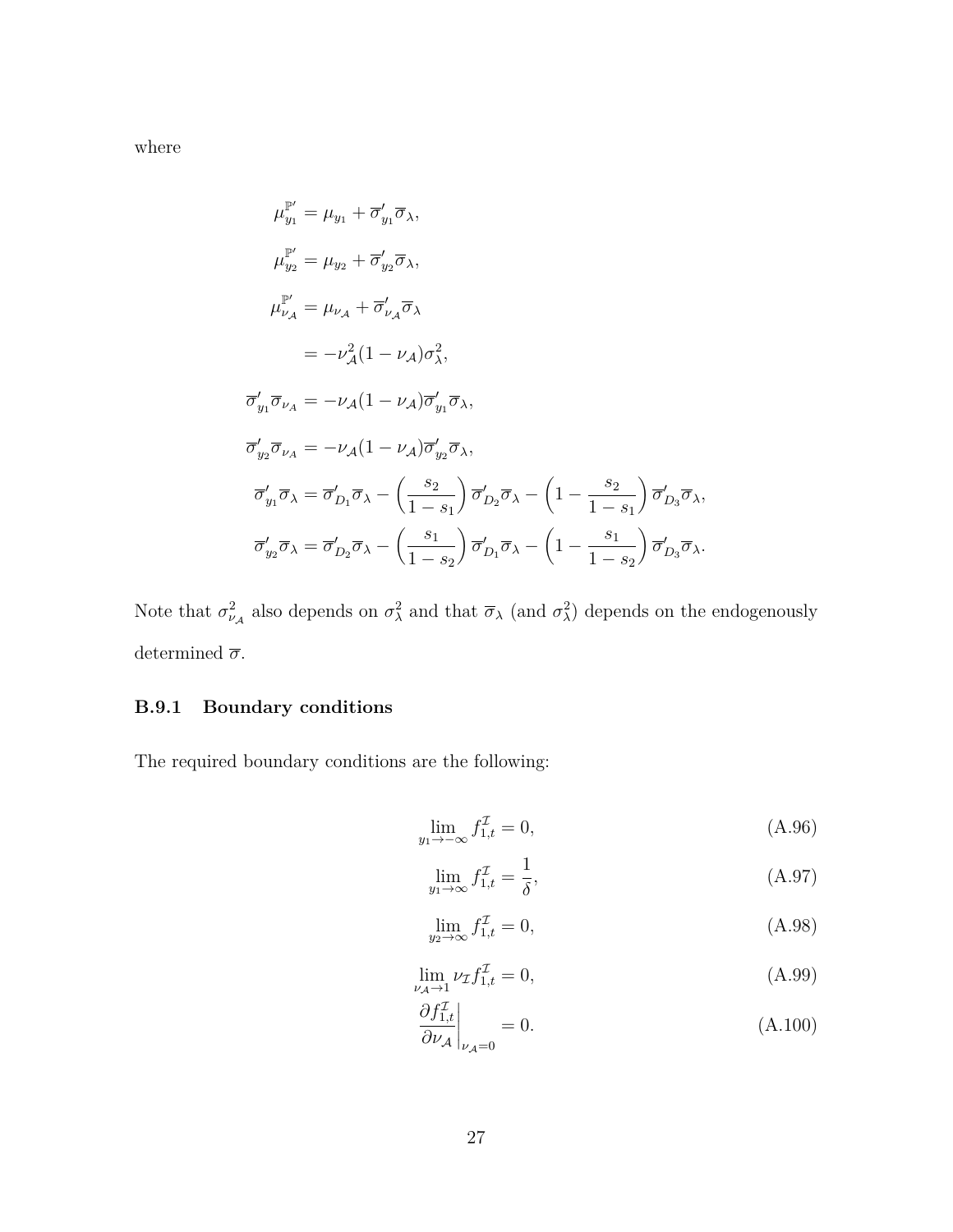where

$$
\begin{aligned}
\mu^{\mathbb{P}'}_{y_1} &= \mu_{y_1} + \overline{\sigma}'_{y_1}\overline{\sigma}_\lambda, \\
\mu^{\mathbb{P}'}_{y_2} &= \mu_{y_2} + \overline{\sigma}'_{y_2}\overline{\sigma}_\lambda, \\
\mu^{\mathbb{P}'}_{\nu_\mathcal{A}} &= \mu_{\nu_\mathcal{A}} + \overline{\sigma}'_{\nu_\mathcal{A}}\overline{\sigma}_\lambda \\
&= -\nu_\mathcal{A}^2(1-\nu_\mathcal{A})\sigma_\lambda^2, \\
\overline{\sigma}'_{y_1}\overline{\sigma}_{\nu_A} &= -\nu_\mathcal{A}(1-\nu_\mathcal{A})\overline{\sigma}'_{y_1}\overline{\sigma}_\lambda, \\
\overline{\sigma}'_{y_2}\overline{\sigma}_{\nu_A} &= -\nu_\mathcal{A}(1-\nu_\mathcal{A})\overline{\sigma}'_{y_2}\overline{\sigma}_\lambda, \\
\overline{\sigma}'_{y_1}\overline{\sigma}_\lambda &= \overline{\sigma}'_{D_1}\overline{\sigma}_\lambda - \left(\frac{s_2}{1-s_1}\right)\overline{\sigma}'_{D_2}\overline{\sigma}_\lambda - \left(1-\frac{s_2}{1-s_1}\right)\overline{\sigma}'_{D_3}\overline{\sigma}_\lambda, \\
\overline{\sigma}'_{y_2}\overline{\sigma}_\lambda &= \overline{\sigma}'_{D_2}\overline{\sigma}_\lambda - \left(\frac{s_1}{1-s_2}\right)\overline{\sigma}'_{D_1}\overline{\sigma}_\lambda - \left(1-\frac{s_1}{1-s_2}\right)\overline{\sigma}'_{D_3}\overline{\sigma}_\lambda.
\end{aligned}
$$

Note that $\sigma^2_{\nu_\mathcal{A}}$ also depends on $\sigma^2_\lambda$ and that $\overline{\sigma}_\lambda$ (and $\sigma^2_\lambda$) depends on the endogenously determined $\overline{\sigma}$.

### B.9.1 Boundary conditions

The required boundary conditions are the following:

$$\lim_{y_1\to-\infty} f^{\mathcal{I}}_{1,t} = 0, \tag{A.96}$$

$$\lim_{y_1\to\infty} f^{\mathcal{I}}_{1,t} = \frac{1}{\delta}, \tag{A.97}$$

$$\lim_{y_2\to\infty} f^{\mathcal{I}}_{1,t} = 0, \tag{A.98}$$

$$\lim_{\nu_\mathcal{A}\to 1} \nu_\mathcal{I} f^{\mathcal{I}}_{1,t} = 0, \tag{A.99}$$

$$\left.\frac{\partial f^{\mathcal{I}}_{1,t}}{\partial \nu_\mathcal{A}}\right|_{\nu_\mathcal{A}=0} = 0. \tag{A.100}$$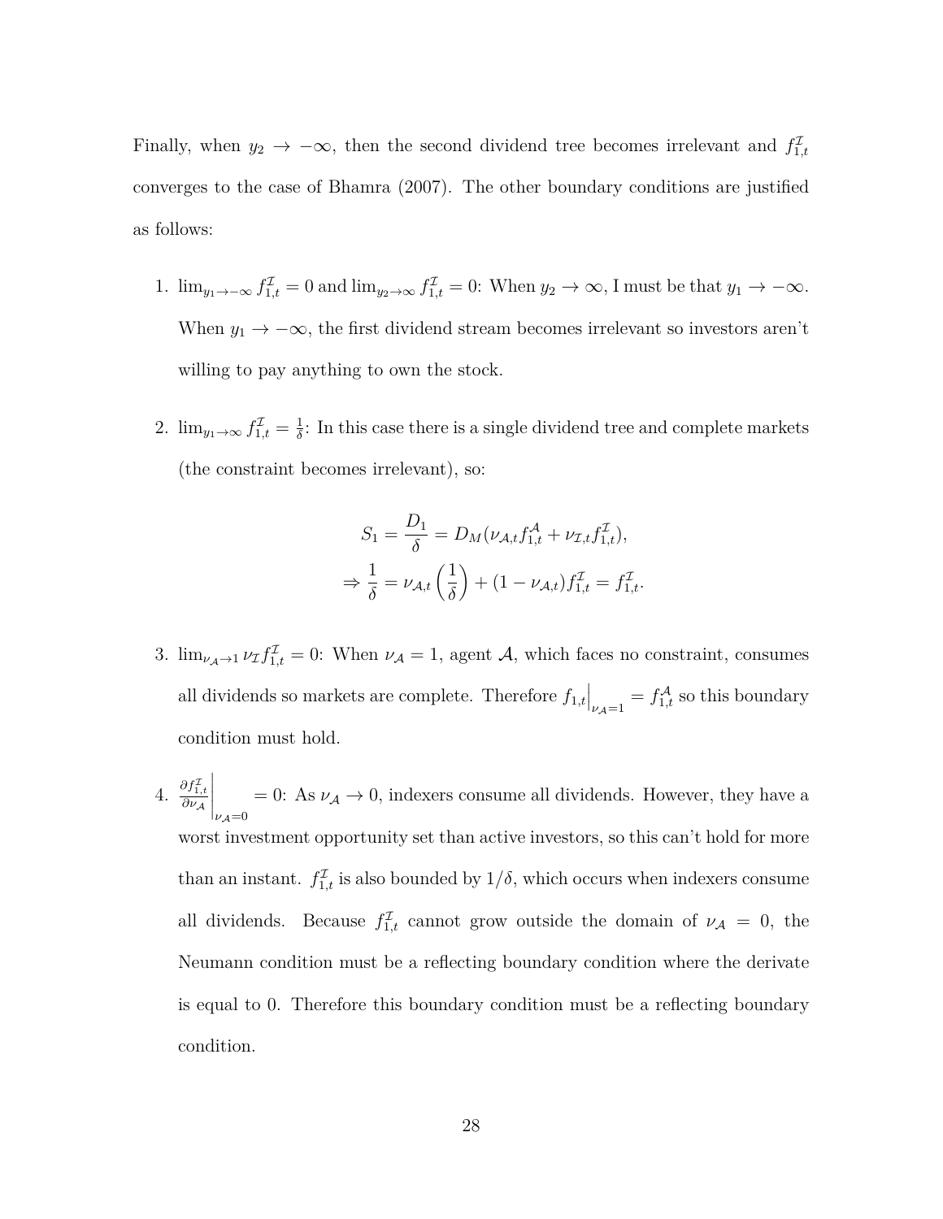Finally, when $y_2 \to -\infty$, then the second dividend tree becomes irrelevant and $f_{1,t}^{\mathcal{I}}$ converges to the case of Bhamra (2007). The other boundary conditions are justified as follows:

1. $\lim_{y_1 \to -\infty} f_{1,t}^{\mathcal{I}} = 0$ and $\lim_{y_2 \to \infty} f_{1,t}^{\mathcal{I}} = 0$: When $y_2 \to \infty$, I must be that $y_1 \to -\infty$. When $y_1 \to -\infty$, the first dividend stream becomes irrelevant so investors aren't willing to pay anything to own the stock.

2. $\lim_{y_1 \to \infty} f_{1,t}^{\mathcal{I}} = \frac{1}{\delta}$: In this case there is a single dividend tree and complete markets (the constraint becomes irrelevant), so:

$$
\begin{aligned}
S_1 = \frac{D_1}{\delta} &= D_M(\nu_{\mathcal{A},t} f_{1,t}^{\mathcal{A}} + \nu_{\mathcal{I},t} f_{1,t}^{\mathcal{I}}), \\
\Rightarrow \frac{1}{\delta} &= \nu_{\mathcal{A},t} \left( \frac{1}{\delta} \right) + (1 - \nu_{\mathcal{A},t}) f_{1,t}^{\mathcal{I}} = f_{1,t}^{\mathcal{I}}.
\end{aligned}
$$

3. $\lim_{\nu_{\mathcal{A}} \to 1} \nu_{\mathcal{I}} f_{1,t}^{\mathcal{I}} = 0$: When $\nu_{\mathcal{A}} = 1$, agent $\mathcal{A}$, which faces no constraint, consumes all dividends so markets are complete. Therefore $f_{1,t}\Big|_{\nu_{\mathcal{A}}=1} = f_{1,t}^{\mathcal{A}}$ so this boundary condition must hold.

4. $\left.\frac{\partial f_{1,t}^{\mathcal{I}}}{\partial \nu_{\mathcal{A}}}\right|_{\nu_{\mathcal{A}}=0} = 0$: As $\nu_{\mathcal{A}} \to 0$, indexers consume all dividends. However, they have a worst investment opportunity set than active investors, so this can't hold for more than an instant. $f_{1,t}^{\mathcal{I}}$ is also bounded by $1/\delta$, which occurs when indexers consume all dividends. Because $f_{1,t}^{\mathcal{I}}$ cannot grow outside the domain of $\nu_{\mathcal{A}} = 0$, the Neumann condition must be a reflecting boundary condition where the derivate is equal to 0. Therefore this boundary condition must be a reflecting boundary condition.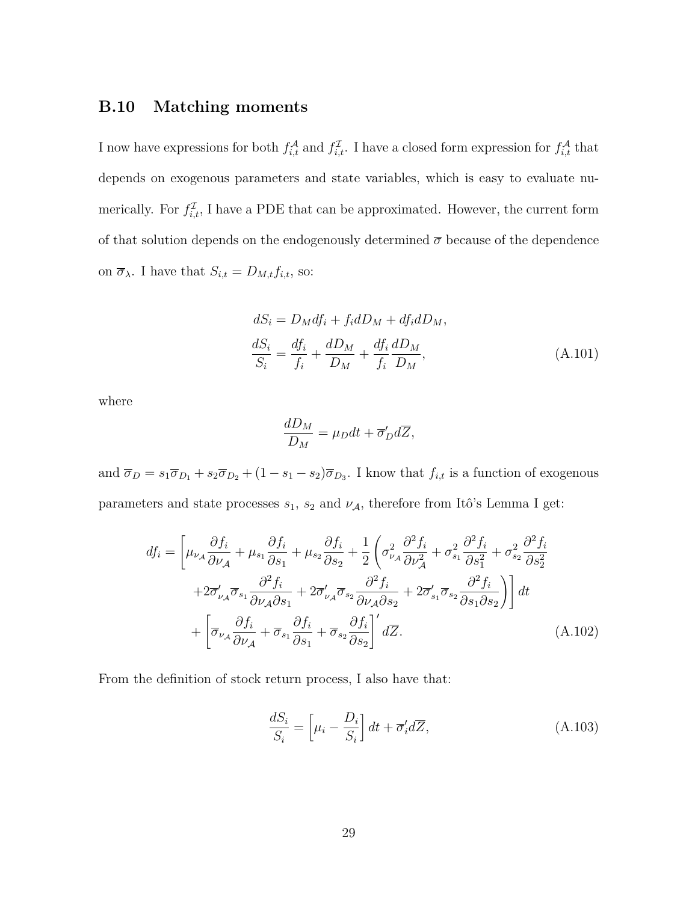## B.10 Matching moments

I now have expressions for both $f_{i,t}^{\mathcal{A}}$ and $f_{i,t}^{\mathcal{I}}$. I have a closed form expression for $f_{i,t}^{\mathcal{A}}$ that depends on exogenous parameters and state variables, which is easy to evaluate numerically. For $f_{i,t}^{\mathcal{I}}$, I have a PDE that can be approximated. However, the current form of that solution depends on the endogenously determined $\overline{\sigma}$ because of the dependence on $\overline{\sigma}_{\lambda}$. I have that $S_{i,t} = D_{M,t} f_{i,t}$, so:

$$
\begin{aligned}
dS_i &= D_M df_i + f_i dD_M + df_i dD_M, \\
\frac{dS_i}{S_i} &= \frac{df_i}{f_i} + \frac{dD_M}{D_M} + \frac{df_i}{f_i}\frac{dD_M}{D_M},
\end{aligned}
\tag{A.101}
$$

where

$$
\frac{dD_M}{D_M} = \mu_D dt + \overline{\sigma}_D' d\overline{Z},
$$

and $\overline{\sigma}_D = s_1 \overline{\sigma}_{D_1} + s_2 \overline{\sigma}_{D_2} + (1 - s_1 - s_2)\overline{\sigma}_{D_3}$. I know that $f_{i,t}$ is a function of exogenous parameters and state processes $s_1$, $s_2$ and $\nu_{\mathcal{A}}$, therefore from Itô's Lemma I get:

$$
\begin{aligned}
df_i = \Bigg[ &\mu_{\nu_{\mathcal{A}}} \frac{\partial f_i}{\partial \nu_{\mathcal{A}}} + \mu_{s_1} \frac{\partial f_i}{\partial s_1} + \mu_{s_2} \frac{\partial f_i}{\partial s_2} + \frac{1}{2} \Bigg( \sigma_{\nu_{\mathcal{A}}}^2 \frac{\partial^2 f_i}{\partial \nu_{\mathcal{A}}^2} + \sigma_{s_1}^2 \frac{\partial^2 f_i}{\partial s_1^2} + \sigma_{s_2}^2 \frac{\partial^2 f_i}{\partial s_2^2} \\
&+ 2\overline{\sigma}_{\nu_{\mathcal{A}}}' \overline{\sigma}_{s_1} \frac{\partial^2 f_i}{\partial \nu_{\mathcal{A}} \partial s_1} + 2\overline{\sigma}_{\nu_{\mathcal{A}}}' \overline{\sigma}_{s_2} \frac{\partial^2 f_i}{\partial \nu_{\mathcal{A}} \partial s_2} + 2\overline{\sigma}_{s_1}' \overline{\sigma}_{s_2} \frac{\partial^2 f_i}{\partial s_1 \partial s_2} \Bigg) \Bigg] dt \\
&+ \left[ \overline{\sigma}_{\nu_{\mathcal{A}}} \frac{\partial f_i}{\partial \nu_{\mathcal{A}}} + \overline{\sigma}_{s_1} \frac{\partial f_i}{\partial s_1} + \overline{\sigma}_{s_2} \frac{\partial f_i}{\partial s_2} \right]' d\overline{Z}.
\end{aligned}
\tag{A.102}
$$

From the definition of stock return process, I also have that:

$$
\frac{dS_i}{S_i} = \left[ \mu_i - \frac{D_i}{S_i} \right] dt + \overline{\sigma}_i' d\overline{Z},
\tag{A.103}
$$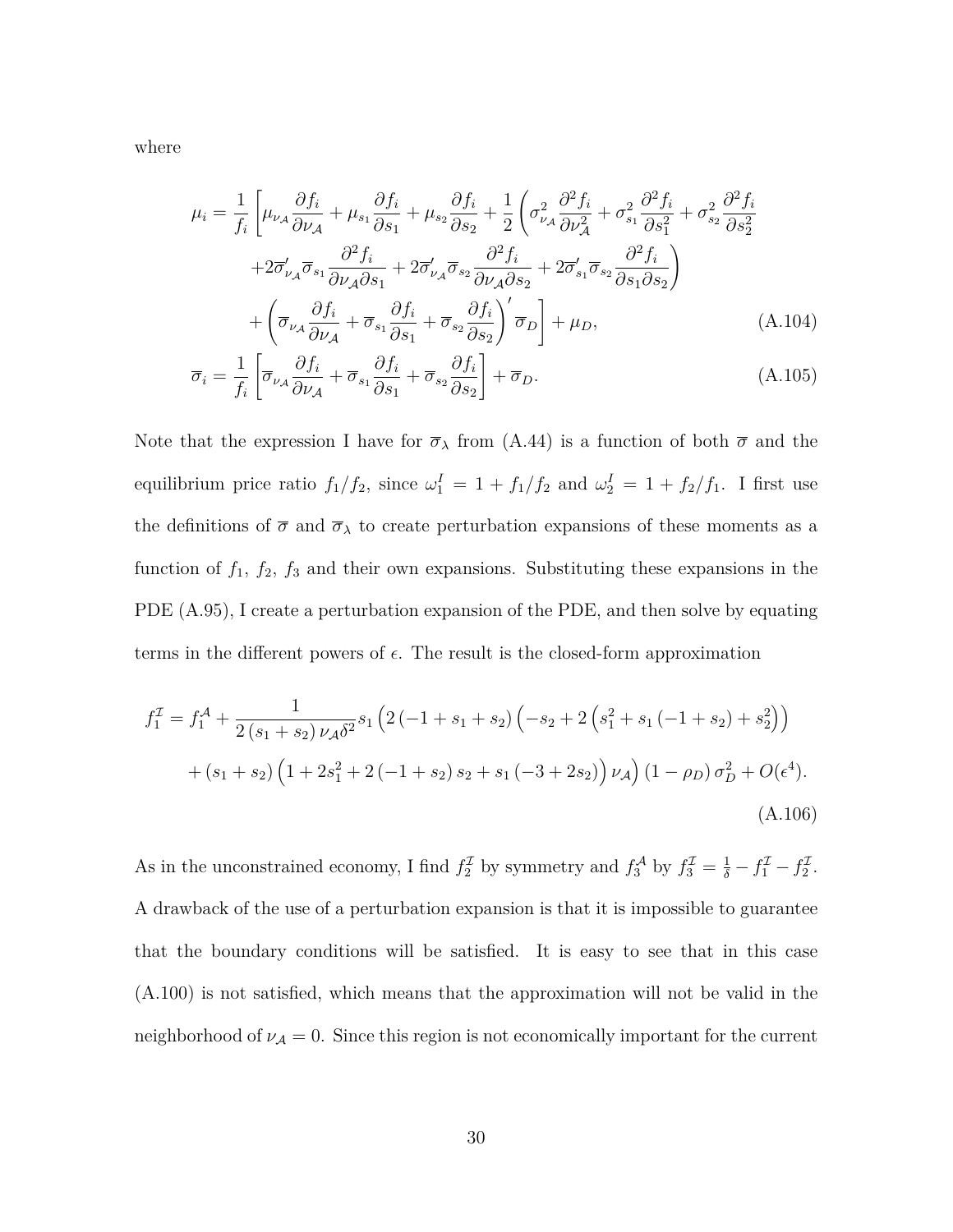where

$$
\begin{aligned}
\mu_i = \frac{1}{f_i} \Bigg[ & \mu_{\nu_{\mathcal{A}}} \frac{\partial f_i}{\partial \nu_{\mathcal{A}}} + \mu_{s_1} \frac{\partial f_i}{\partial s_1} + \mu_{s_2} \frac{\partial f_i}{\partial s_2} + \frac{1}{2} \left( \sigma_{\nu_{\mathcal{A}}}^2 \frac{\partial^2 f_i}{\partial \nu_{\mathcal{A}}^2} + \sigma_{s_1}^2 \frac{\partial^2 f_i}{\partial s_1^2} + \sigma_{s_2}^2 \frac{\partial^2 f_i}{\partial s_2^2} \right. \\
& \left. + 2\overline{\sigma}_{\nu_{\mathcal{A}}}' \overline{\sigma}_{s_1} \frac{\partial^2 f_i}{\partial \nu_{\mathcal{A}} \partial s_1} + 2\overline{\sigma}_{\nu_{\mathcal{A}}}' \overline{\sigma}_{s_2} \frac{\partial^2 f_i}{\partial \nu_{\mathcal{A}} \partial s_2} + 2\overline{\sigma}_{s_1}' \overline{\sigma}_{s_2} \frac{\partial^2 f_i}{\partial s_1 \partial s_2} \right) \\
& + \left( \overline{\sigma}_{\nu_{\mathcal{A}}} \frac{\partial f_i}{\partial \nu_{\mathcal{A}}} + \overline{\sigma}_{s_1} \frac{\partial f_i}{\partial s_1} + \overline{\sigma}_{s_2} \frac{\partial f_i}{\partial s_2} \right)' \overline{\sigma}_D \Bigg] + \mu_D, 
\end{aligned} \tag{A.104}
$$

$$
\overline{\sigma}_i = \frac{1}{f_i} \left[ \overline{\sigma}_{\nu_{\mathcal{A}}} \frac{\partial f_i}{\partial \nu_{\mathcal{A}}} + \overline{\sigma}_{s_1} \frac{\partial f_i}{\partial s_1} + \overline{\sigma}_{s_2} \frac{\partial f_i}{\partial s_2} \right] + \overline{\sigma}_D. \tag{A.105}
$$

Note that the expression I have for $\overline{\sigma}_\lambda$ from (A.44) is a function of both $\overline{\sigma}$ and the equilibrium price ratio $f_1/f_2$, since $\omega_1^I = 1 + f_1/f_2$ and $\omega_2^I = 1 + f_2/f_1$. I first use the definitions of $\overline{\sigma}$ and $\overline{\sigma}_\lambda$ to create perturbation expansions of these moments as a function of $f_1$, $f_2$, $f_3$ and their own expansions. Substituting these expansions in the PDE (A.95), I create a perturbation expansion of the PDE, and then solve by equating terms in the different powers of $\epsilon$. The result is the closed-form approximation

$$
\begin{aligned}
f_1^{\mathcal{I}} = f_1^{\mathcal{A}} + & \frac{1}{2(s_1+s_2)\nu_{\mathcal{A}}\delta^2} s_1 \Big( 2(-1+s_1+s_2)\Big(-s_2 + 2\left(s_1^2 + s_1(-1+s_2) + s_2^2\right)\Big) \\
& + (s_1+s_2)\Big(1 + 2s_1^2 + 2(-1+s_2)s_2 + s_1(-3+2s_2)\Big)\nu_{\mathcal{A}} \Big)(1-\rho_D)\sigma_D^2 + O(\epsilon^4).
\end{aligned} \tag{A.106}
$$

As in the unconstrained economy, I find $f_2^{\mathcal{I}}$ by symmetry and $f_3^{\mathcal{A}}$ by $f_3^{\mathcal{I}} = \frac{1}{\delta} - f_1^{\mathcal{I}} - f_2^{\mathcal{I}}$. A drawback of the use of a perturbation expansion is that it is impossible to guarantee that the boundary conditions will be satisfied. It is easy to see that in this case (A.100) is not satisfied, which means that the approximation will not be valid in the neighborhood of $\nu_{\mathcal{A}} = 0$. Since this region is not economically important for the current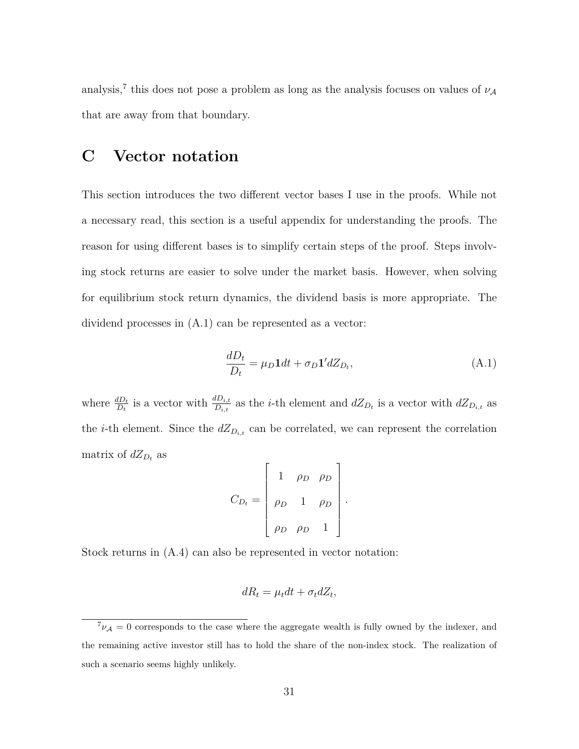analysis,[7] this does not pose a problem as long as the analysis focuses on values of $\nu_{\mathcal{A}}$ that are away from that boundary.

# C Vector notation

This section introduces the two different vector bases I use in the proofs. While not a necessary read, this section is a useful appendix for understanding the proofs. The reason for using different bases is to simplify certain steps of the proof. Steps involving stock returns are easier to solve under the market basis. However, when solving for equilibrium stock return dynamics, the dividend basis is more appropriate. The dividend processes in (A.1) can be represented as a vector:

$$\frac{dD_t}{D_t} = \mu_D \mathbf{1} dt + \sigma_D \mathbf{1}' dZ_{D_t}, \tag{A.1}$$

where $\frac{dD_t}{D_t}$ is a vector with $\frac{dD_{i,t}}{D_{i,t}}$ as the $i$-th element and $dZ_{D_t}$ is a vector with $dZ_{D_{i,t}}$ as the $i$-th element. Since the $dZ_{D_{i,t}}$ can be correlated, we can represent the correlation matrix of $dZ_{D_t}$ as

$$C_{D_t} = \begin{bmatrix} 1 & \rho_D & \rho_D \\ \rho_D & 1 & \rho_D \\ \rho_D & \rho_D & 1 \end{bmatrix}.$$

Stock returns in (A.4) can also be represented in vector notation:

$$dR_t = \mu_t dt + \sigma_t dZ_t,$$

[7] $\nu_{\mathcal{A}} = 0$ corresponds to the case where the aggregate wealth is fully owned by the indexer, and the remaining active investor still has to hold the share of the non-index stock. The realization of such a scenario seems highly unlikely.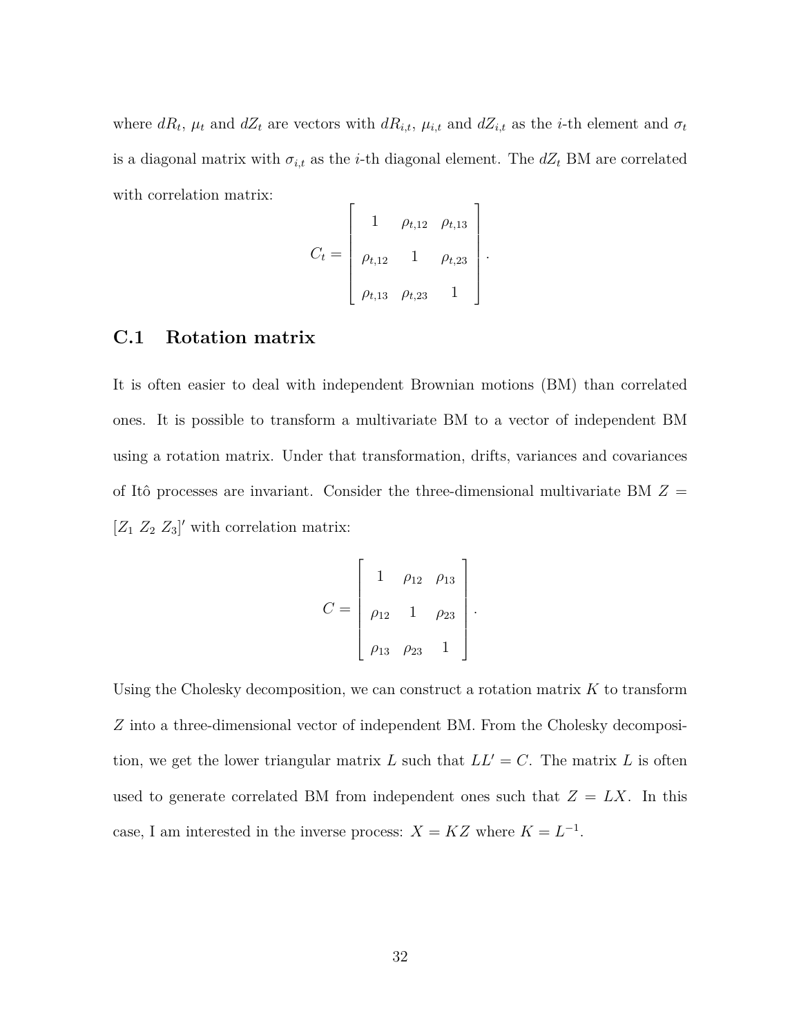where $dR_t$, $\mu_t$ and $dZ_t$ are vectors with $dR_{i,t}$, $\mu_{i,t}$ and $dZ_{i,t}$ as the $i$-th element and $\sigma_t$ is a diagonal matrix with $\sigma_{i,t}$ as the $i$-th diagonal element. The $dZ_t$ BM are correlated with correlation matrix:

$$C_t = \begin{bmatrix} 1 & \rho_{t,12} & \rho_{t,13} \\ \rho_{t,12} & 1 & \rho_{t,23} \\ \rho_{t,13} & \rho_{t,23} & 1 \end{bmatrix}.$$

## C.1 Rotation matrix

It is often easier to deal with independent Brownian motions (BM) than correlated ones. It is possible to transform a multivariate BM to a vector of independent BM using a rotation matrix. Under that transformation, drifts, variances and covariances of Itô processes are invariant. Consider the three-dimensional multivariate BM $Z = [Z_1\ Z_2\ Z_3]'$ with correlation matrix:

$$C = \begin{bmatrix} 1 & \rho_{12} & \rho_{13} \\ \rho_{12} & 1 & \rho_{23} \\ \rho_{13} & \rho_{23} & 1 \end{bmatrix}.$$

Using the Cholesky decomposition, we can construct a rotation matrix $K$ to transform $Z$ into a three-dimensional vector of independent BM. From the Cholesky decomposition, we get the lower triangular matrix $L$ such that $LL' = C$. The matrix $L$ is often used to generate correlated BM from independent ones such that $Z = LX$. In this case, I am interested in the inverse process: $X = KZ$ where $K = L^{-1}$.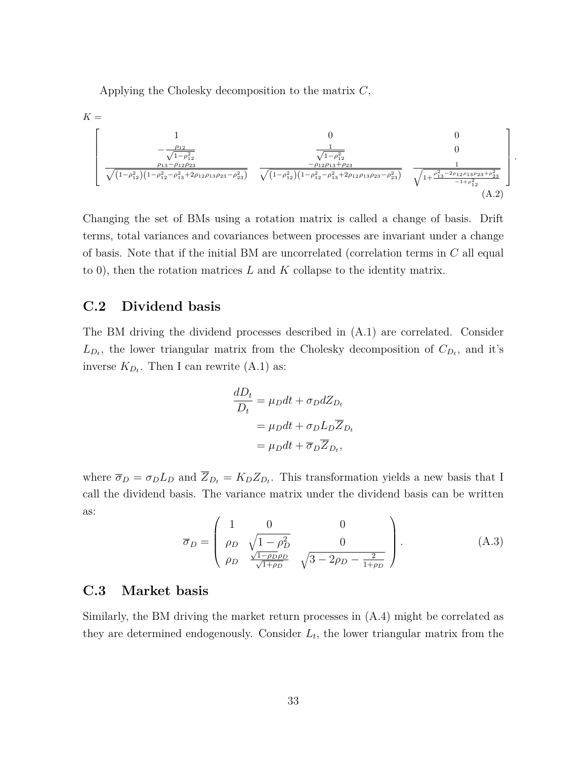Applying the Cholesky decomposition to the matrix $C$,

$$K = \begin{bmatrix} 1 & 0 & 0 \\ -\frac{\rho_{12}}{\sqrt{1-\rho_{12}^2}} & \frac{1}{\sqrt{1-\rho_{12}^2}} & 0 \\ \frac{\rho_{13}-\rho_{12}\rho_{23}}{\sqrt{\left(1-\rho_{12}^2\right)\left(1-\rho_{12}^2-\rho_{13}^2+2\rho_{12}\rho_{13}\rho_{23}-\rho_{23}^2\right)}} & \frac{-\rho_{12}\rho_{13}+\rho_{23}}{\sqrt{\left(1-\rho_{12}^2\right)\left(1-\rho_{12}^2-\rho_{13}^2+2\rho_{12}\rho_{13}\rho_{23}-\rho_{23}^2\right)}} & \frac{1}{\sqrt{1+\frac{\rho_{13}^2-2\rho_{12}\rho_{13}\rho_{23}+\rho_{23}^2}{-1+\rho_{12}^2}}} \end{bmatrix}. \tag{A.2}$$

Changing the set of BMs using a rotation matrix is called a change of basis. Drift terms, total variances and covariances between processes are invariant under a change of basis. Note that if the initial BM are uncorrelated (correlation terms in $C$ all equal to 0), then the rotation matrices $L$ and $K$ collapse to the identity matrix.

## C.2 Dividend basis

The BM driving the dividend processes described in (A.1) are correlated. Consider $L_{D_t}$, the lower triangular matrix from the Cholesky decomposition of $C_{D_t}$, and it's inverse $K_{D_t}$. Then I can rewrite (A.1) as:

$$\begin{aligned} \frac{dD_t}{D_t} &= \mu_D dt + \sigma_D dZ_{D_t} \\ &= \mu_D dt + \sigma_D L_D \overline{Z}_{D_t} \\ &= \mu_D dt + \overline{\sigma}_D \overline{Z}_{D_t}, \end{aligned}$$

where $\overline{\sigma}_D = \sigma_D L_D$ and $\overline{Z}_{D_t} = K_D Z_{D_t}$. This transformation yields a new basis that I call the dividend basis. The variance matrix under the dividend basis can be written as:

$$\overline{\sigma}_D = \begin{pmatrix} 1 & 0 & 0 \\ \rho_D & \sqrt{1-\rho_D^2} & 0 \\ \rho_D & \frac{\sqrt{1-\rho_D}\rho_D}{\sqrt{1+\rho_D}} & \sqrt{3-2\rho_D-\frac{2}{1+\rho_D}} \end{pmatrix}. \tag{A.3}$$

## C.3 Market basis

Similarly, the BM driving the market return processes in (A.4) might be correlated as they are determined endogenously. Consider $L_t$, the lower triangular matrix from the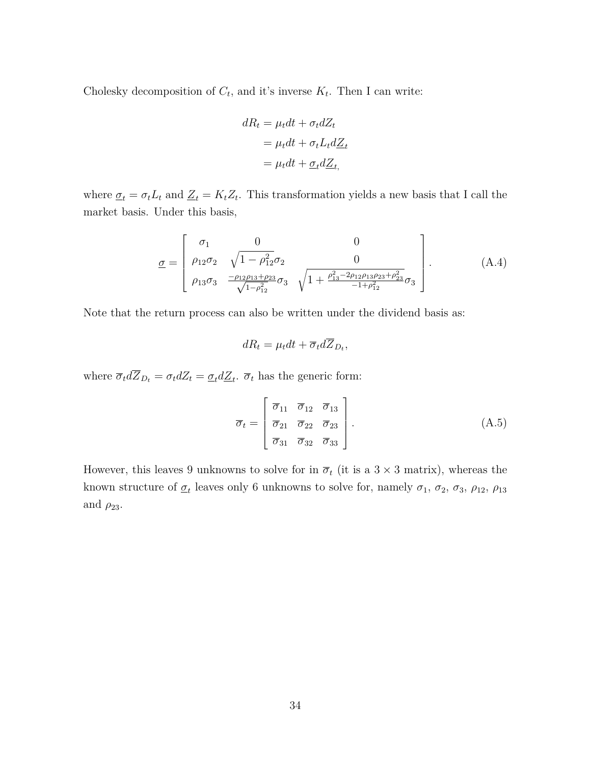Cholesky decomposition of $C_t$, and it's inverse $K_t$. Then I can write:

$$
\begin{aligned}
dR_t &= \mu_t dt + \sigma_t dZ_t \\
&= \mu_t dt + \sigma_t L_t d\underline{Z}_t \\
&= \mu_t dt + \underline{\sigma}_t d\underline{Z}_{t,}
\end{aligned}
$$

where $\underline{\sigma}_t = \sigma_t L_t$ and $\underline{Z}_t = K_t Z_t$. This transformation yields a new basis that I call the market basis. Under this basis,

$$
\underline{\sigma} = \begin{bmatrix} \sigma_1 & 0 & 0 \\ \rho_{12}\sigma_2 & \sqrt{1-\rho_{12}^2}\sigma_2 & 0 \\ \rho_{13}\sigma_3 & \frac{-\rho_{12}\rho_{13}+\rho_{23}}{\sqrt{1-\rho_{12}^2}}\sigma_3 & \sqrt{1+\frac{\rho_{13}^2-2\rho_{12}\rho_{13}\rho_{23}+\rho_{23}^2}{-1+\rho_{12}^2}}\sigma_3 \end{bmatrix}. \tag{A.4}
$$

Note that the return process can also be written under the dividend basis as:

$$
dR_t = \mu_t dt + \overline{\sigma}_t d\overline{Z}_{D_t},
$$

where $\overline{\sigma}_t d\overline{Z}_{D_t} = \sigma_t dZ_t = \underline{\sigma}_t d\underline{Z}_t$. $\overline{\sigma}_t$ has the generic form:

$$
\overline{\sigma}_t = \begin{bmatrix} \overline{\sigma}_{11} & \overline{\sigma}_{12} & \overline{\sigma}_{13} \\ \overline{\sigma}_{21} & \overline{\sigma}_{22} & \overline{\sigma}_{23} \\ \overline{\sigma}_{31} & \overline{\sigma}_{32} & \overline{\sigma}_{33} \end{bmatrix}. \tag{A.5}
$$

However, this leaves 9 unknowns to solve for in $\overline{\sigma}_t$ (it is a $3 \times 3$ matrix), whereas the known structure of $\underline{\sigma}_t$ leaves only 6 unknowns to solve for, namely $\sigma_1$, $\sigma_2$, $\sigma_3$, $\rho_{12}$, $\rho_{13}$ and $\rho_{23}$.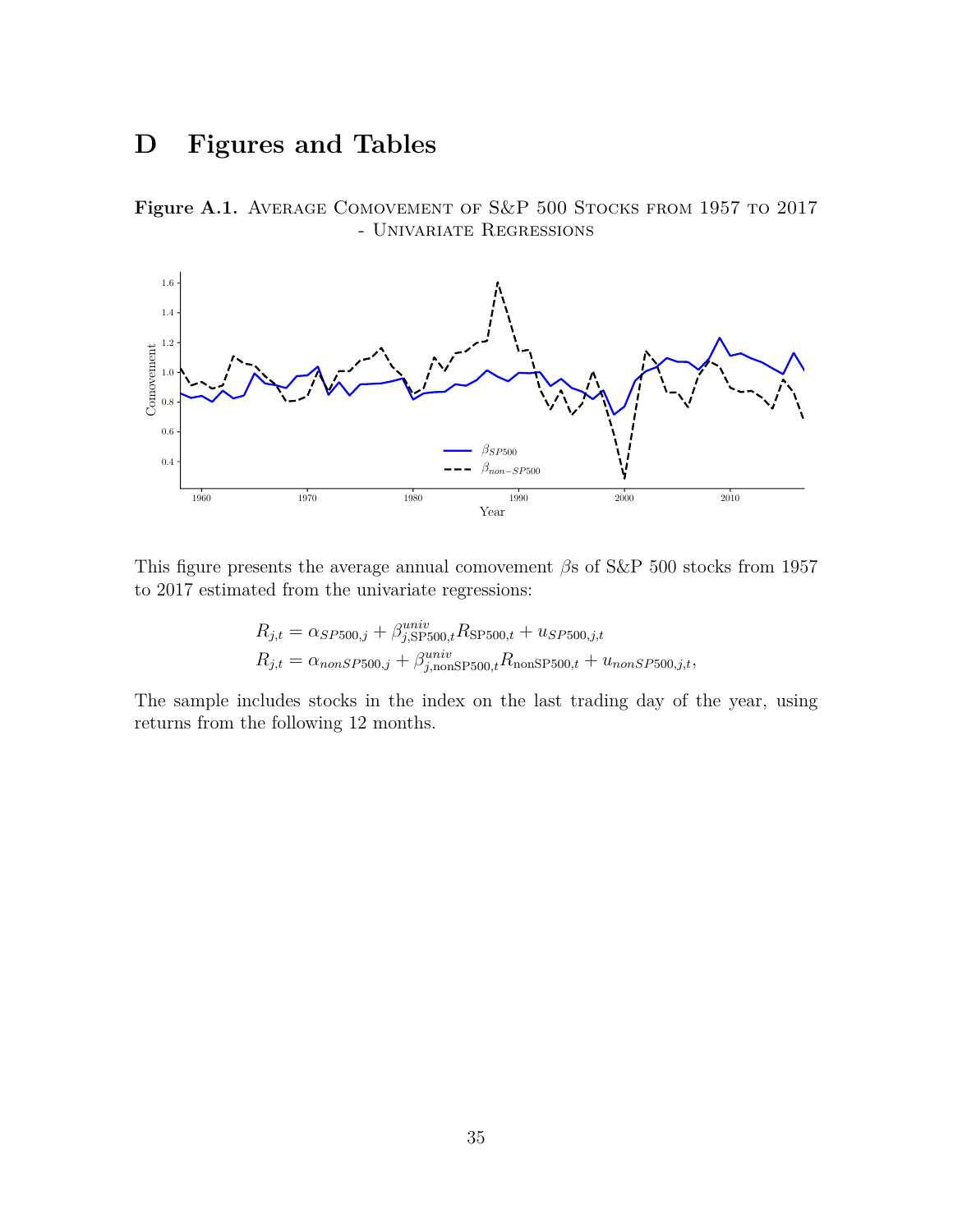# D Figures and Tables

**Figure A.1.** Average Comovement of S&P 500 Stocks from 1957 to 2017 - Univariate Regressions

This figure presents the average annual comovement $\beta$s of S&P 500 stocks from 1957 to 2017 estimated from the univariate regressions:

$$R_{j,t} = \alpha_{SP500,j} + \beta^{univ}_{j,\text{SP500},t} R_{\text{SP500},t} + u_{SP500,j,t}$$
$$R_{j,t} = \alpha_{nonSP500,j} + \beta^{univ}_{j,\text{nonSP500},t} R_{\text{nonSP500},t} + u_{nonSP500,j,t},$$

The sample includes stocks in the index on the last trading day of the year, using returns from the following 12 months.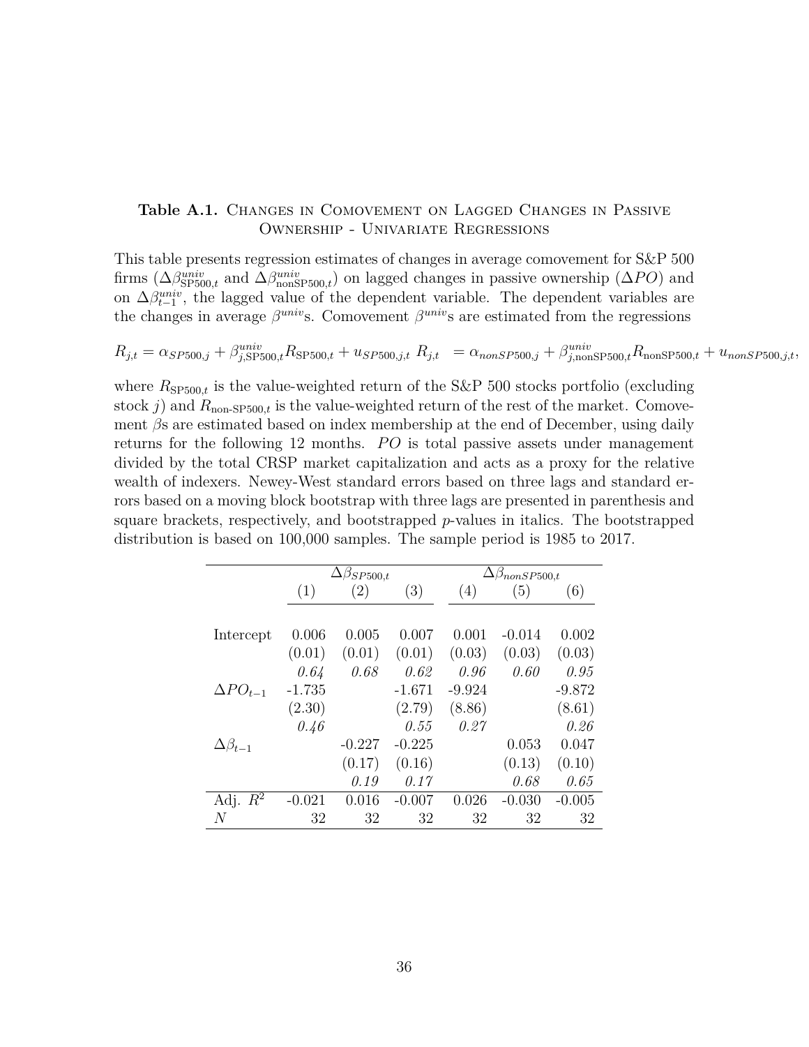**Table A.1.** Changes in Comovement on Lagged Changes in Passive Ownership - Univariate Regressions

This table presents regression estimates of changes in average comovement for S&P 500 firms ($\Delta\beta^{univ}_{\text{SP500},t}$ and $\Delta\beta^{univ}_{\text{nonSP500},t}$) on lagged changes in passive ownership ($\Delta PO$) and on $\Delta\beta^{univ}_{t-1}$, the lagged value of the dependent variable. The dependent variables are the changes in average $\beta^{univ}$s. Comovement $\beta^{univ}$s are estimated from the regressions

$$R_{j,t} = \alpha_{SP500,j} + \beta^{univ}_{j,\text{SP500},t} R_{\text{SP500},t} + u_{SP500,j,t} \quad R_{j,t} = \alpha_{nonSP500,j} + \beta^{univ}_{j,\text{nonSP500},t} R_{\text{nonSP500},t} + u_{nonSP500,j,t},$$

where $R_{\text{SP500},t}$ is the value-weighted return of the S&P 500 stocks portfolio (excluding stock $j$) and $R_{\text{non-SP500},t}$ is the value-weighted return of the rest of the market. Comovement $\beta$s are estimated based on index membership at the end of December, using daily returns for the following 12 months. $PO$ is total passive assets under management divided by the total CRSP market capitalization and acts as a proxy for the relative wealth of indexers. Newey-West standard errors based on three lags and standard errors based on a moving block bootstrap with three lags are presented in parenthesis and square brackets, respectively, and bootstrapped $p$-values in italics. The bootstrapped distribution is based on 100,000 samples. The sample period is 1985 to 2017.

| | $\Delta\beta_{SP500,t}$ | | | $\Delta\beta_{nonSP500,t}$ | | |
|---|---|---|---|---|---|---|
| | (1) | (2) | (3) | (4) | (5) | (6) |
| Intercept | 0.006 | 0.005 | 0.007 | 0.001 | -0.014 | 0.002 |
| | (0.01) | (0.01) | (0.01) | (0.03) | (0.03) | (0.03) |
| | *0.64* | *0.68* | *0.62* | *0.96* | *0.60* | *0.95* |
| $\Delta PO_{t-1}$ | -1.735 | | -1.671 | -9.924 | | -9.872 |
| | (2.30) | | (2.79) | (8.86) | | (8.61) |
| | *0.46* | | *0.55* | *0.27* | | *0.26* |
| $\Delta\beta_{t-1}$ | | -0.227 | -0.225 | | 0.053 | 0.047 |
| | | (0.17) | (0.16) | | (0.13) | (0.10) |
| | | *0.19* | *0.17* | | *0.68* | *0.65* |
| Adj. $R^2$ | -0.021 | 0.016 | -0.007 | 0.026 | -0.030 | -0.005 |
| $N$ | 32 | 32 | 32 | 32 | 32 | 32 |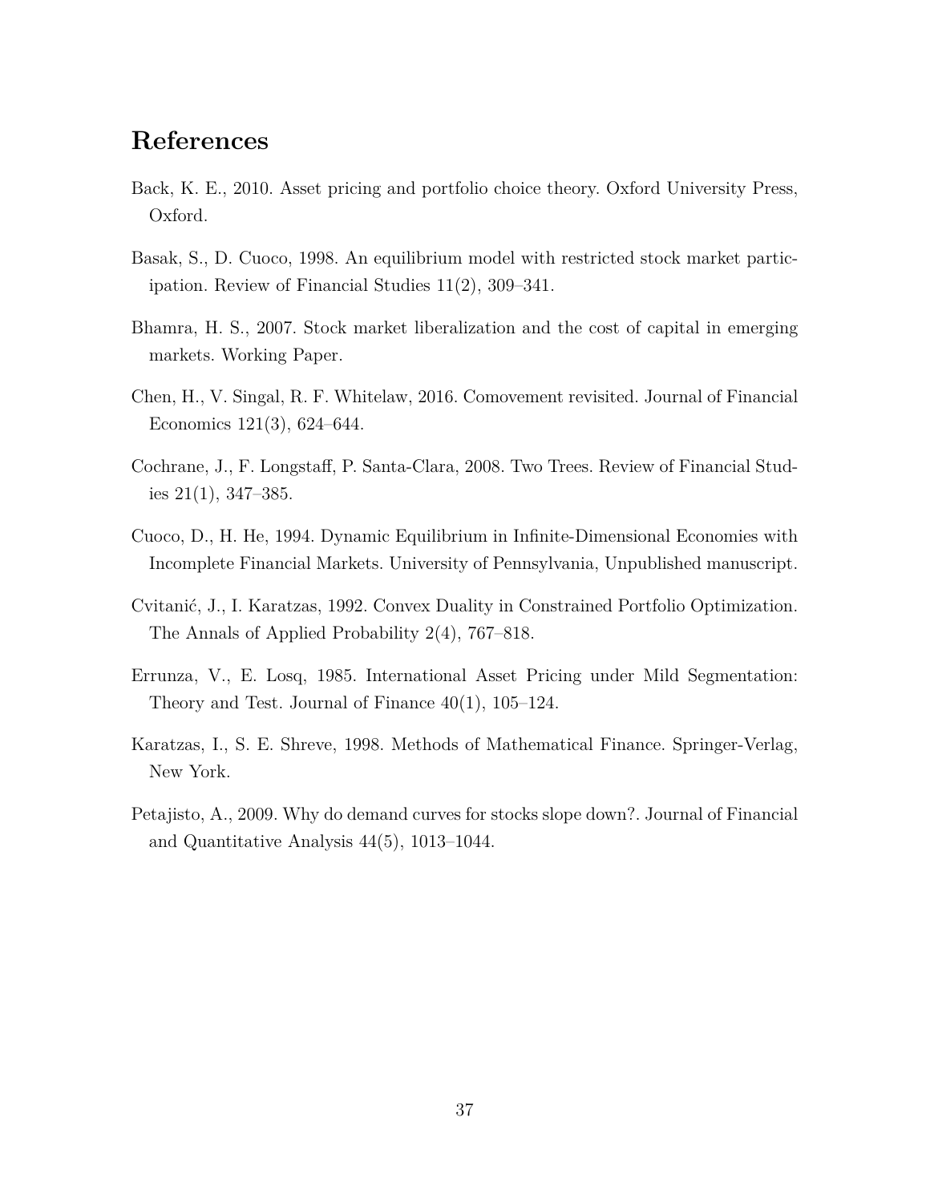# References

Back, K. E., 2010. Asset pricing and portfolio choice theory. Oxford University Press, Oxford.

Basak, S., D. Cuoco, 1998. An equilibrium model with restricted stock market participation. Review of Financial Studies 11(2), 309–341.

Bhamra, H. S., 2007. Stock market liberalization and the cost of capital in emerging markets. Working Paper.

Chen, H., V. Singal, R. F. Whitelaw, 2016. Comovement revisited. Journal of Financial Economics 121(3), 624–644.

Cochrane, J., F. Longstaff, P. Santa-Clara, 2008. Two Trees. Review of Financial Studies 21(1), 347–385.

Cuoco, D., H. He, 1994. Dynamic Equilibrium in Infinite-Dimensional Economies with Incomplete Financial Markets. University of Pennsylvania, Unpublished manuscript.

Cvitanić, J., I. Karatzas, 1992. Convex Duality in Constrained Portfolio Optimization. The Annals of Applied Probability 2(4), 767–818.

Errunza, V., E. Losq, 1985. International Asset Pricing under Mild Segmentation: Theory and Test. Journal of Finance 40(1), 105–124.

Karatzas, I., S. E. Shreve, 1998. Methods of Mathematical Finance. Springer-Verlag, New York.

Petajisto, A., 2009. Why do demand curves for stocks slope down?. Journal of Financial and Quantitative Analysis 44(5), 1013–1044.